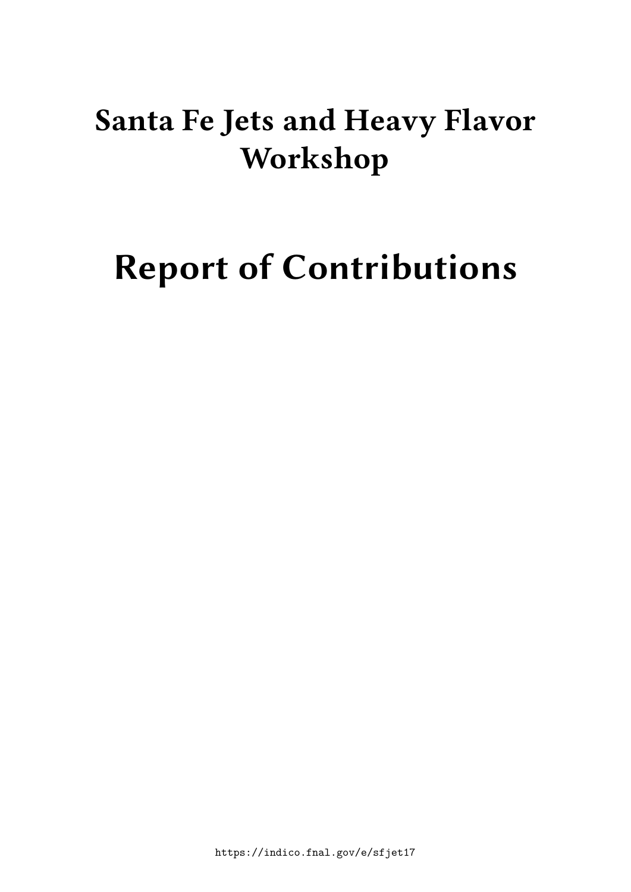# Santa Fe Jets and Heavy Flavor Workshop

# Report of Contributions

https://indico.fnal.gov/e/sfjet17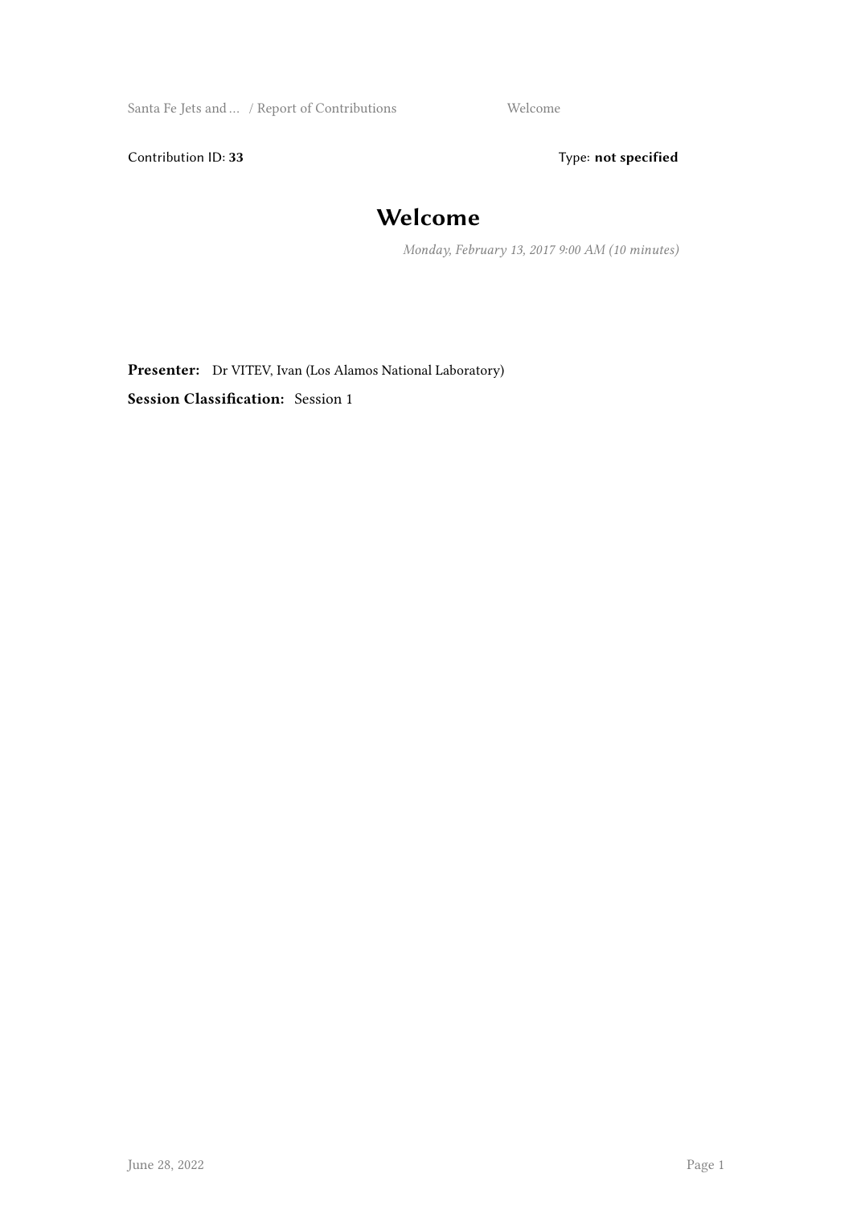Contribution ID: **33** Type: **not specified**

# Welcome

*Monday, February 13, 2017 9:00 AM (10 minutes)*

**Presenter:** Dr VITEV, Ivan (Los Alamos National Laboratory)

**Session Classification:** Session 1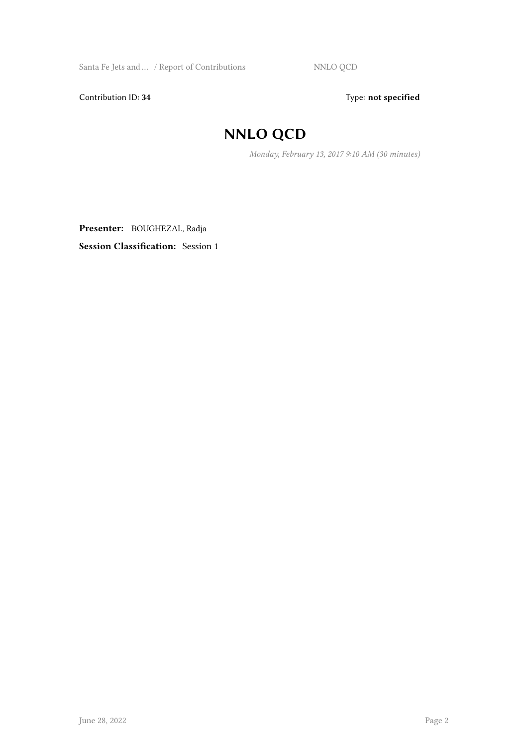Contribution ID: **34** Type: **not specified**

# NNLO QCD

*Monday, February 13, 2017 9:10 AM (30 minutes)*

**Presenter:** BOUGHEZAL, Radja

**Session Classification:** Session 1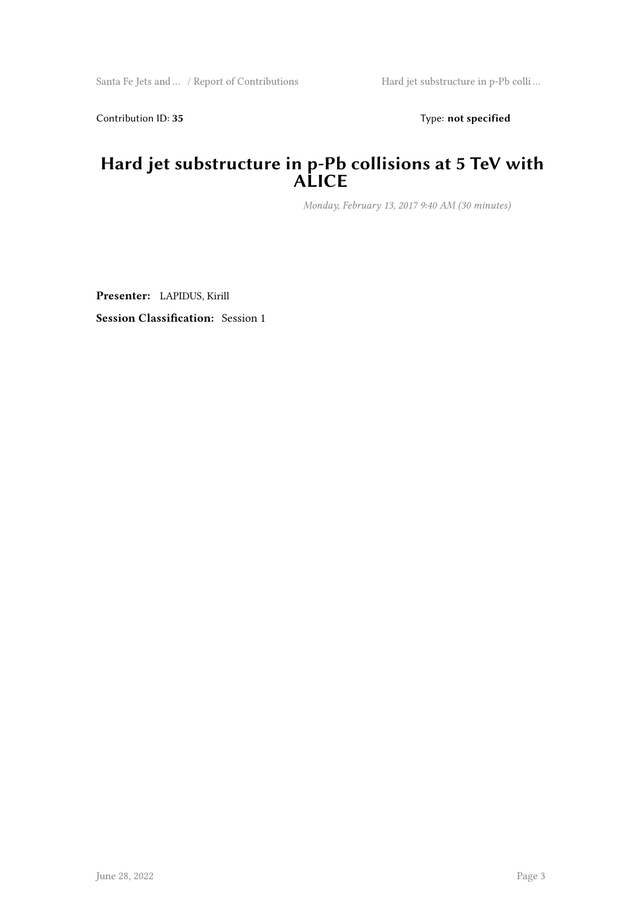Contribution ID: **35**

Type: **not specified**

# Hard jet substructure in p-Pb collisions at 5 TeV with ALICE

*Monday, February 13, 2017 9:40 AM (30 minutes)*

**Presenter:** LAPIDUS, Kirill

**Session Classification:** Session 1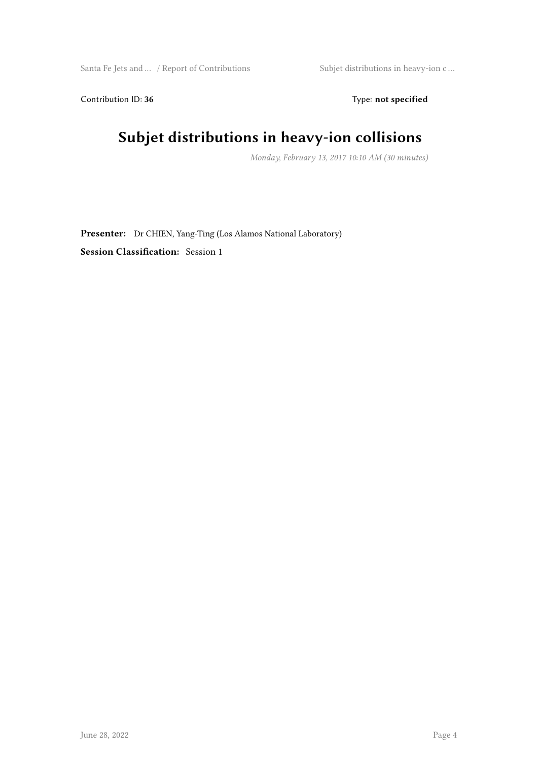Contribution ID: **36** Type: **not specified**

# Subjet distributions in heavy-ion collisions

*Monday, February 13, 2017 10:10 AM (30 minutes)*

**Presenter:** Dr CHIEN, Yang-Ting (Los Alamos National Laboratory)

**Session Classification:** Session 1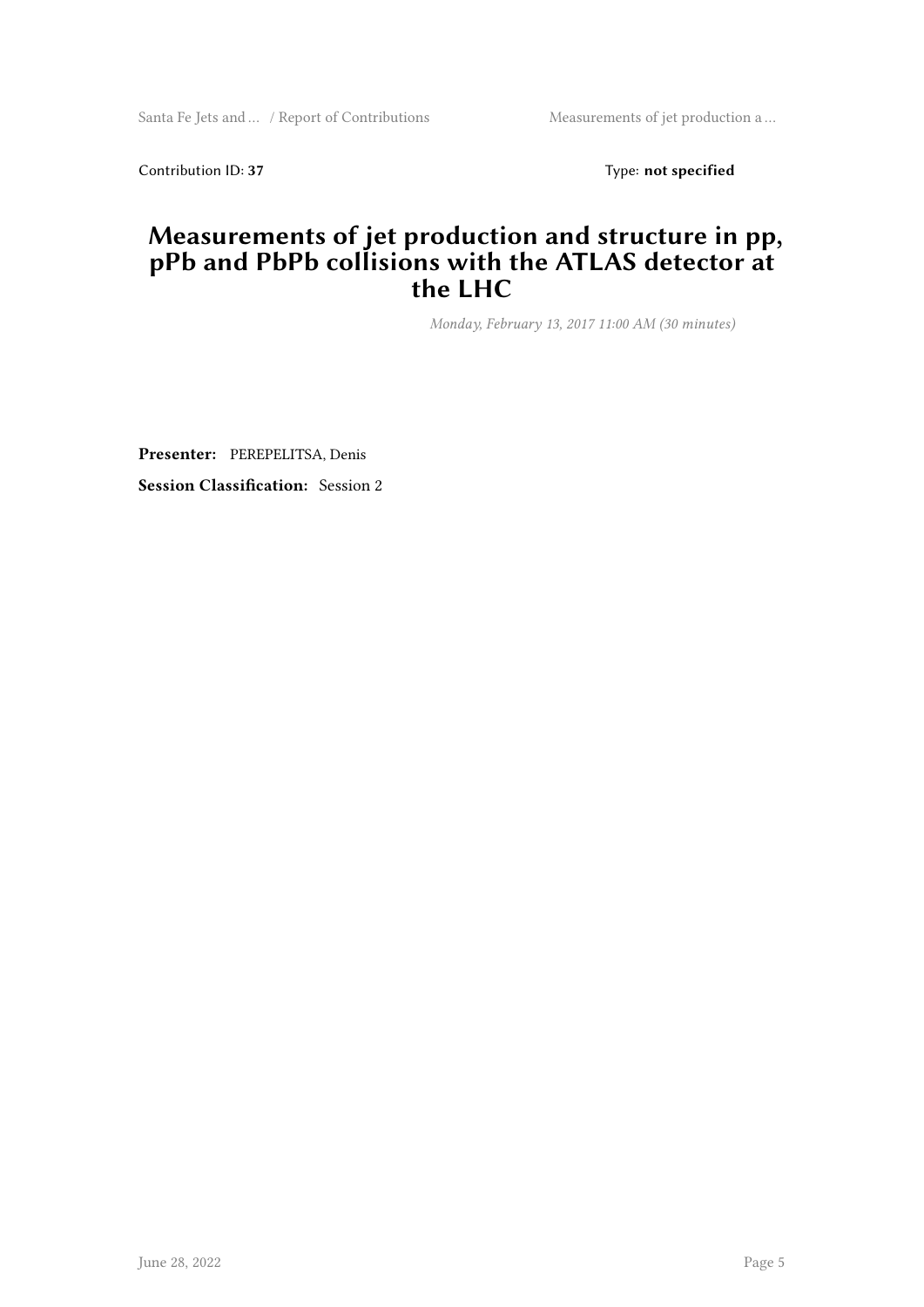Contribution ID: **37** Type: **not specified**

# Measurements of jet production and structure in pp, pPb and PbPb collisions with the ATLAS detector at the LHC

*Monday, February 13, 2017 11:00 AM (30 minutes)*

**Presenter:** PEREPELITSA, Denis

**Session Classification:** Session 2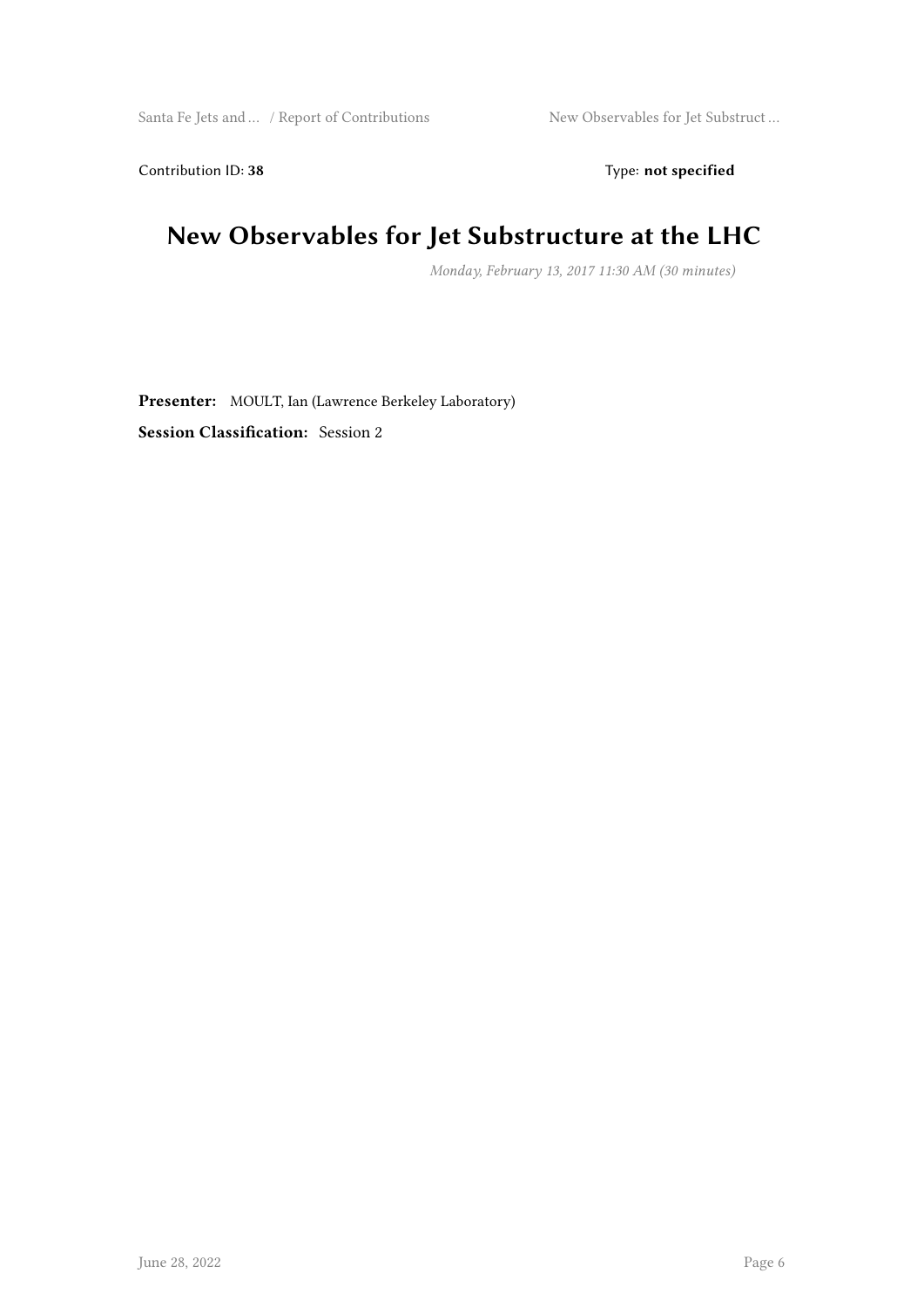Contribution ID: **38** Type: **not specified**

# New Observables for Jet Substructure at the LHC

*Monday, February 13, 2017 11:30 AM (30 minutes)*

**Presenter:** MOULT, Ian (Lawrence Berkeley Laboratory)

**Session Classification:** Session 2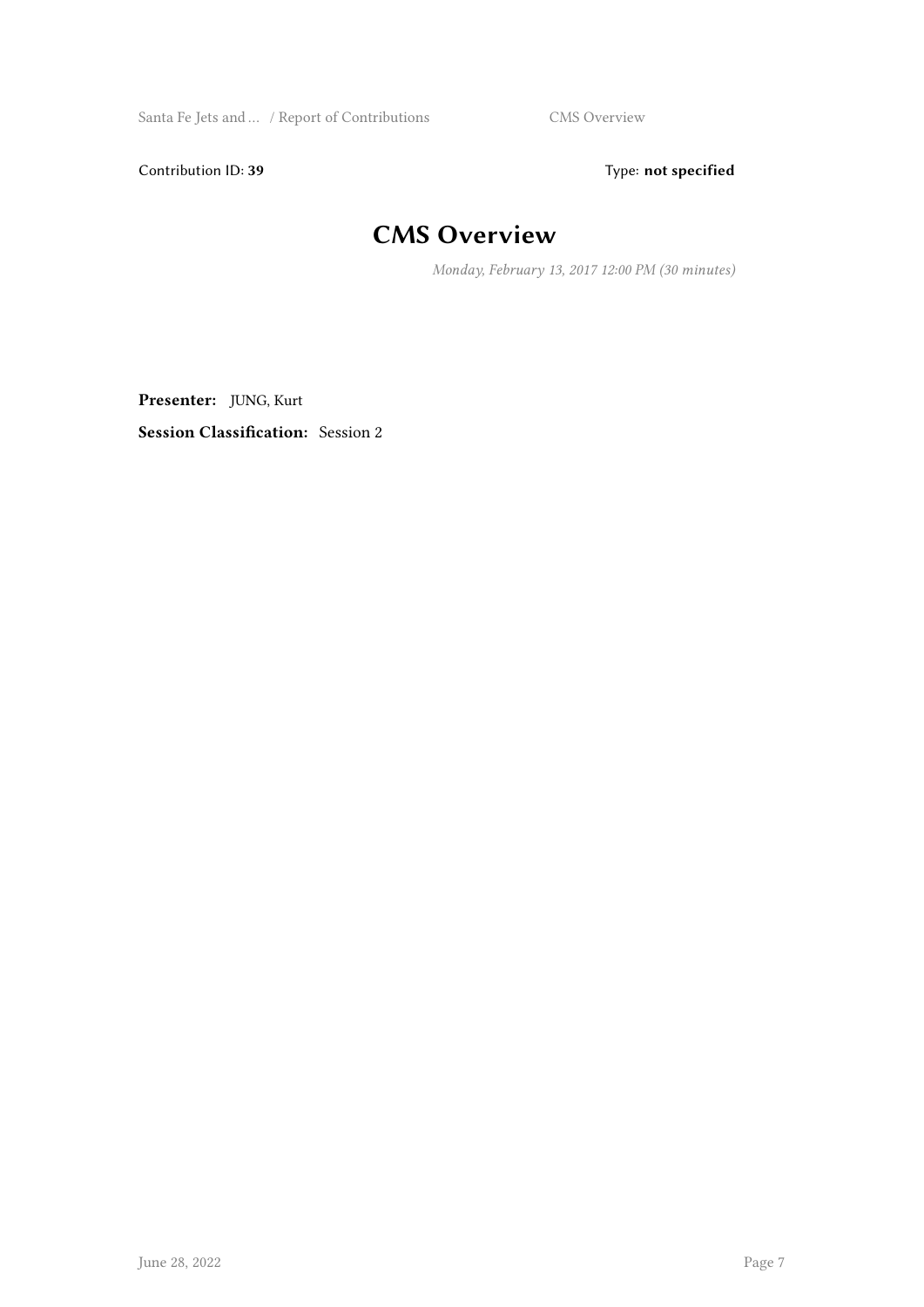Contribution ID: **39** Type: **not specified**

# CMS Overview

*Monday, February 13, 2017 12:00 PM (30 minutes)*

**Presenter:** JUNG, Kurt

**Session Classification:** Session 2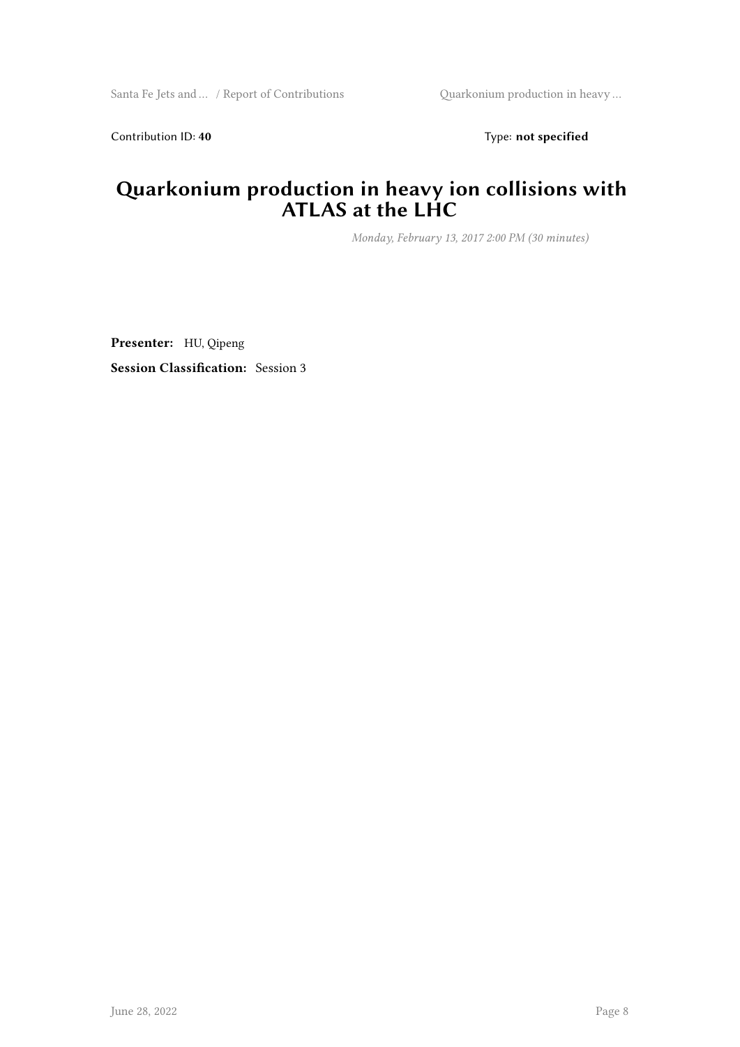Contribution ID: **40** Type: **not specified**

# Quarkonium production in heavy ion collisions with ATLAS at the LHC

*Monday, February 13, 2017 2:00 PM (30 minutes)*

**Presenter:** HU, Qipeng

**Session Classification:** Session 3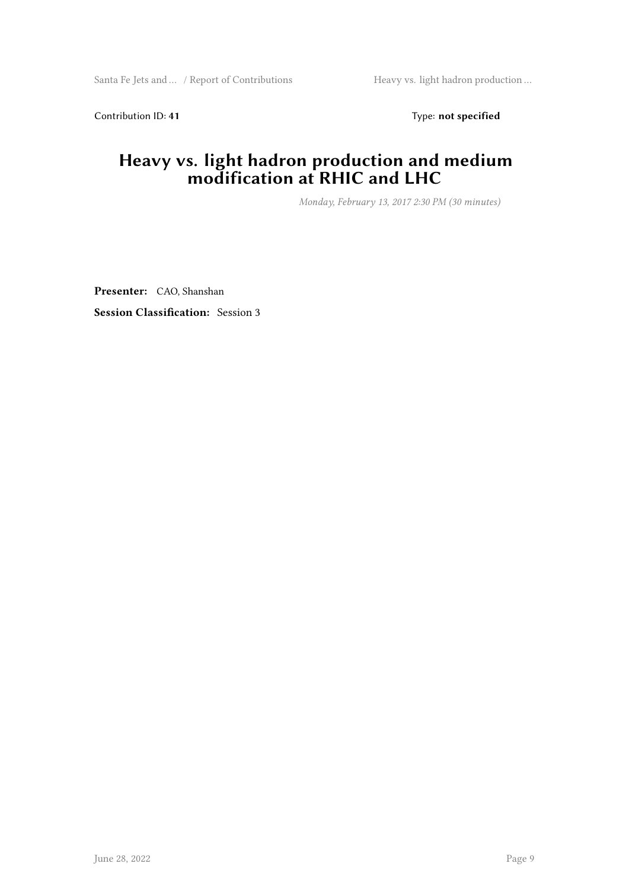Contribution ID: **41** Type: **not specified**

# Heavy vs. light hadron production and medium modification at RHIC and LHC

*Monday, February 13, 2017 2:30 PM (30 minutes)*

**Presenter:** CAO, Shanshan

**Session Classification:** Session 3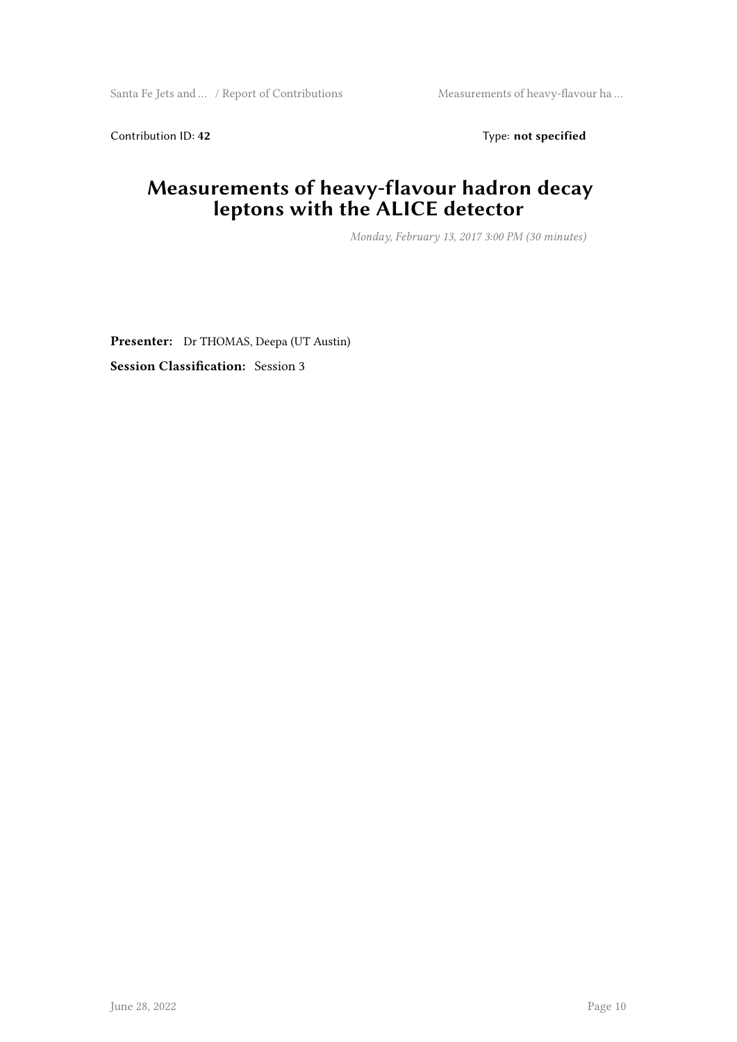Contribution ID: **42** Type: **not specified**

# Measurements of heavy-flavour hadron decay leptons with the ALICE detector

*Monday, February 13, 2017 3:00 PM (30 minutes)*

**Presenter:** Dr THOMAS, Deepa (UT Austin)

**Session Classification:** Session 3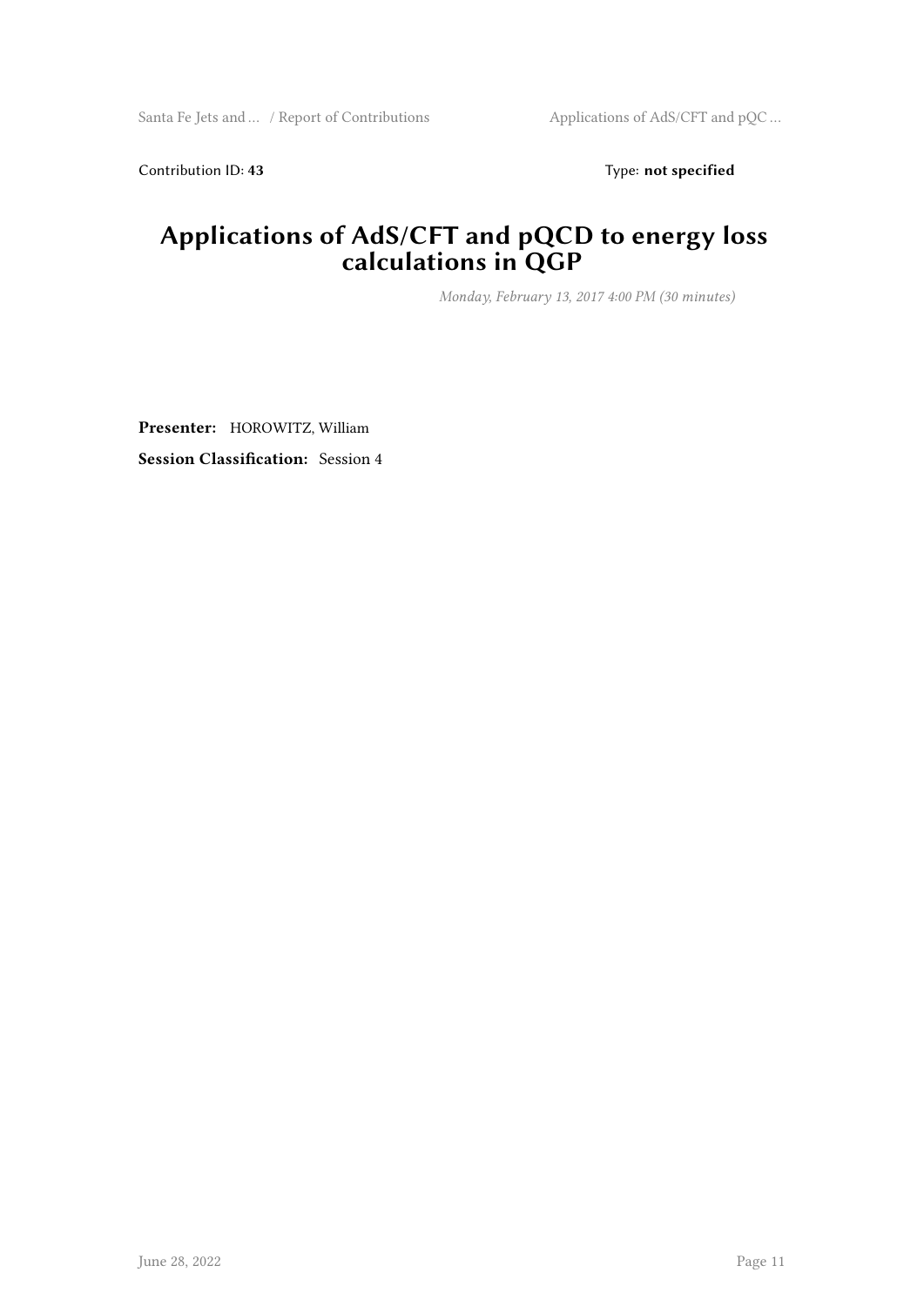Contribution ID: **43** Type: **not specified**

# Applications of AdS/CFT and pQCD to energy loss calculations in QGP

*Monday, February 13, 2017 4:00 PM (30 minutes)*

**Presenter:** HOROWITZ, William

**Session Classification:** Session 4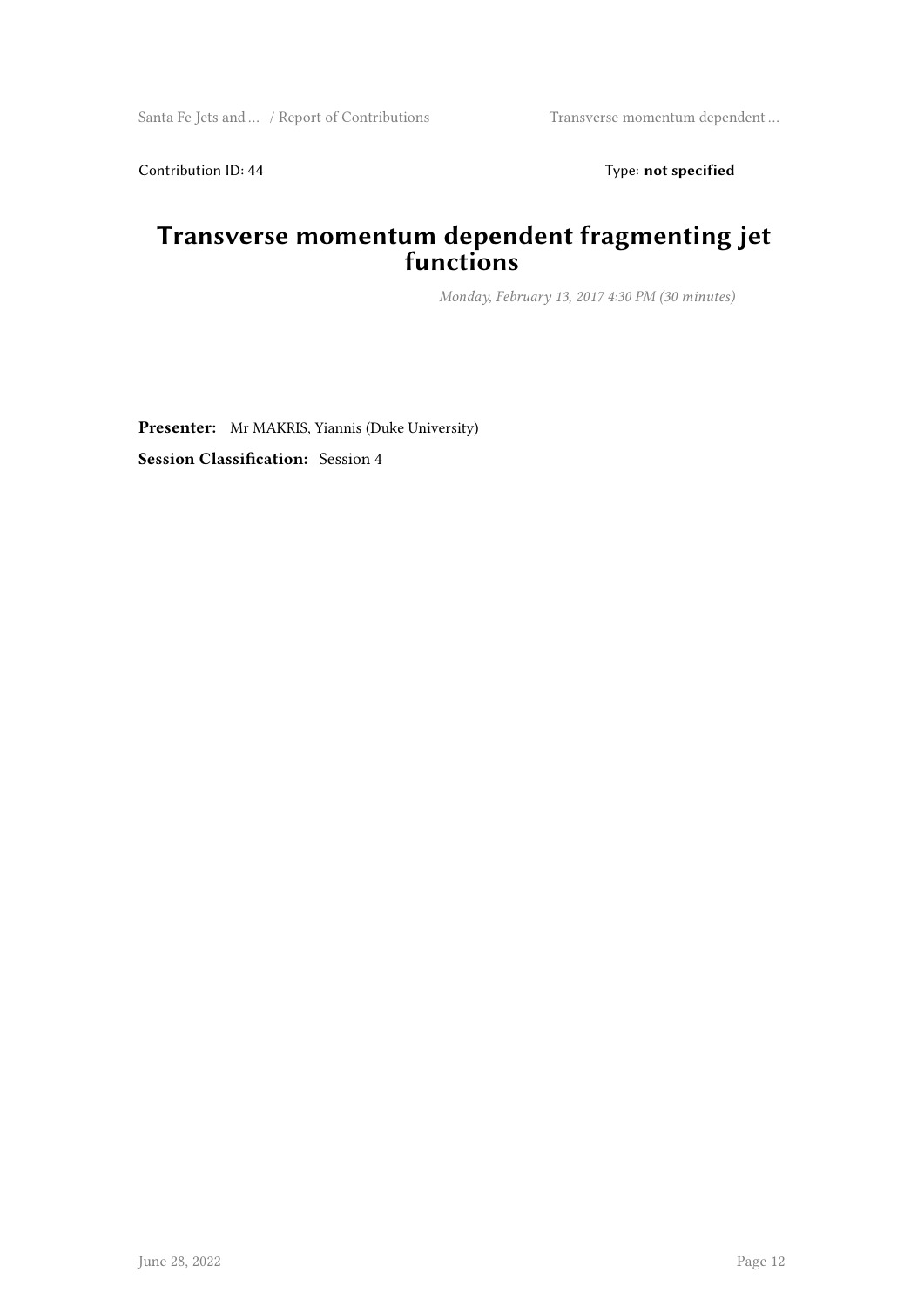Contribution ID: **44** Type: **not specified**

# Transverse momentum dependent fragmenting jet functions

*Monday, February 13, 2017 4:30 PM (30 minutes)*

**Presenter:** Mr MAKRIS, Yiannis (Duke University)

**Session Classification:** Session 4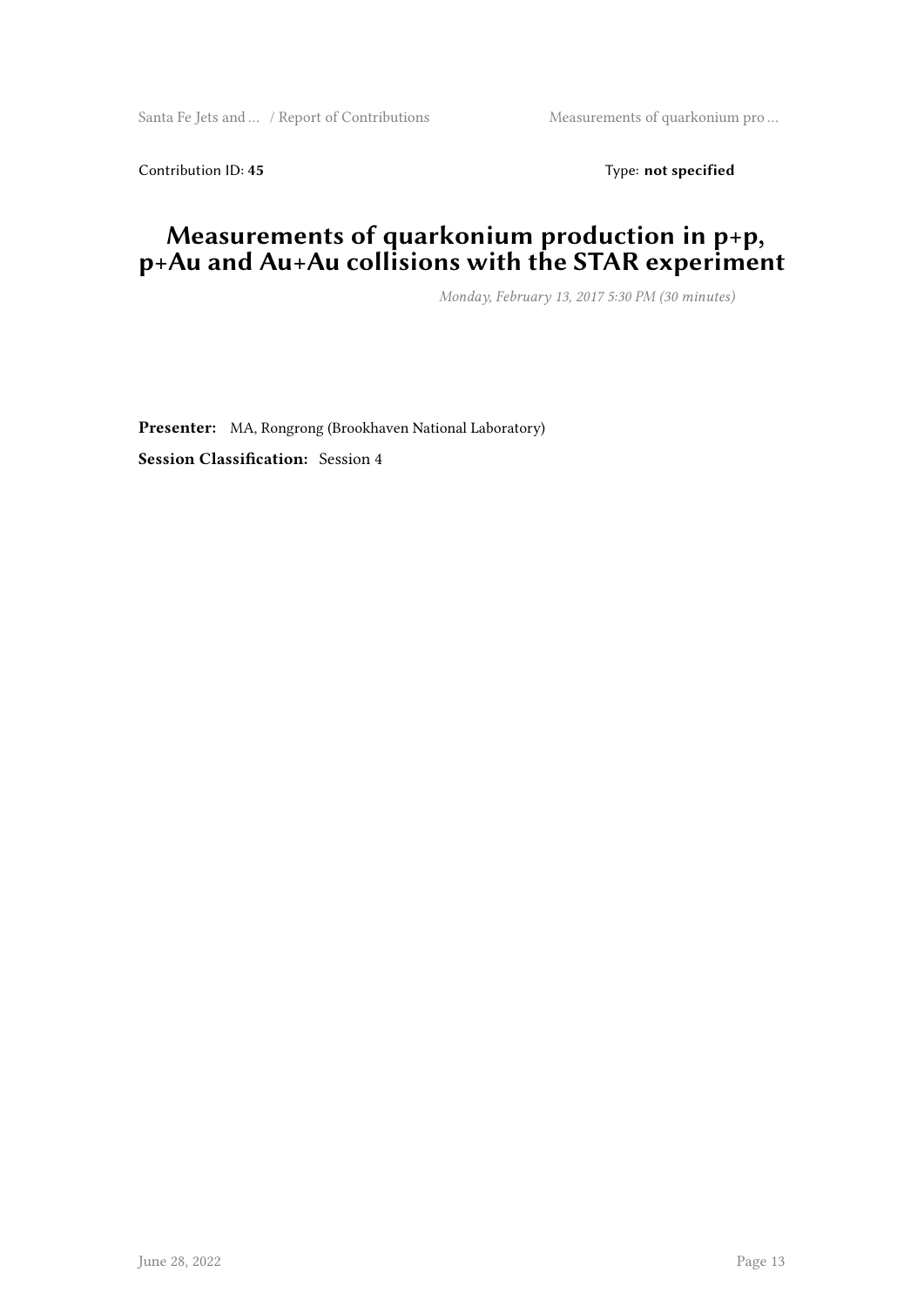Contribution ID: **45**  Type: **not specified**

# Measurements of quarkonium production in p+p, p+Au and Au+Au collisions with the STAR experiment

*Monday, February 13, 2017 5:30 PM (30 minutes)*

**Presenter:** MA, Rongrong (Brookhaven National Laboratory)

**Session Classification:** Session 4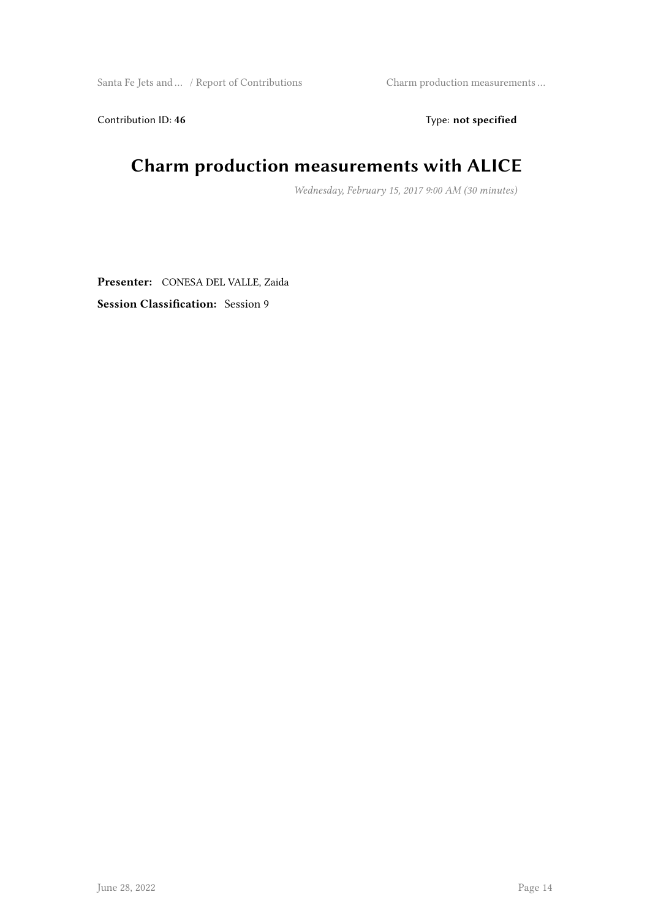Contribution ID: **46** Type: **not specified**

# Charm production measurements with ALICE

*Wednesday, February 15, 2017 9:00 AM (30 minutes)*

**Presenter:** CONESA DEL VALLE, Zaida

**Session Classification:** Session 9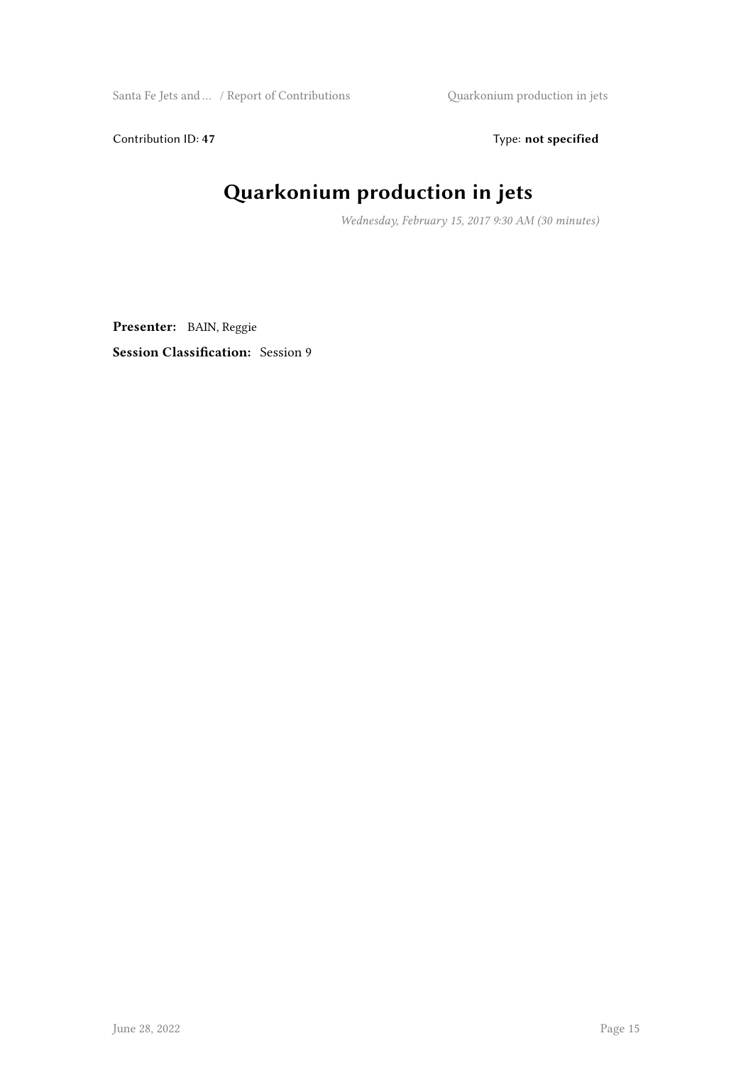Contribution ID: **47** Type: **not specified**

# Quarkonium production in jets

*Wednesday, February 15, 2017 9:30 AM (30 minutes)*

**Presenter:** BAIN, Reggie

**Session Classification:** Session 9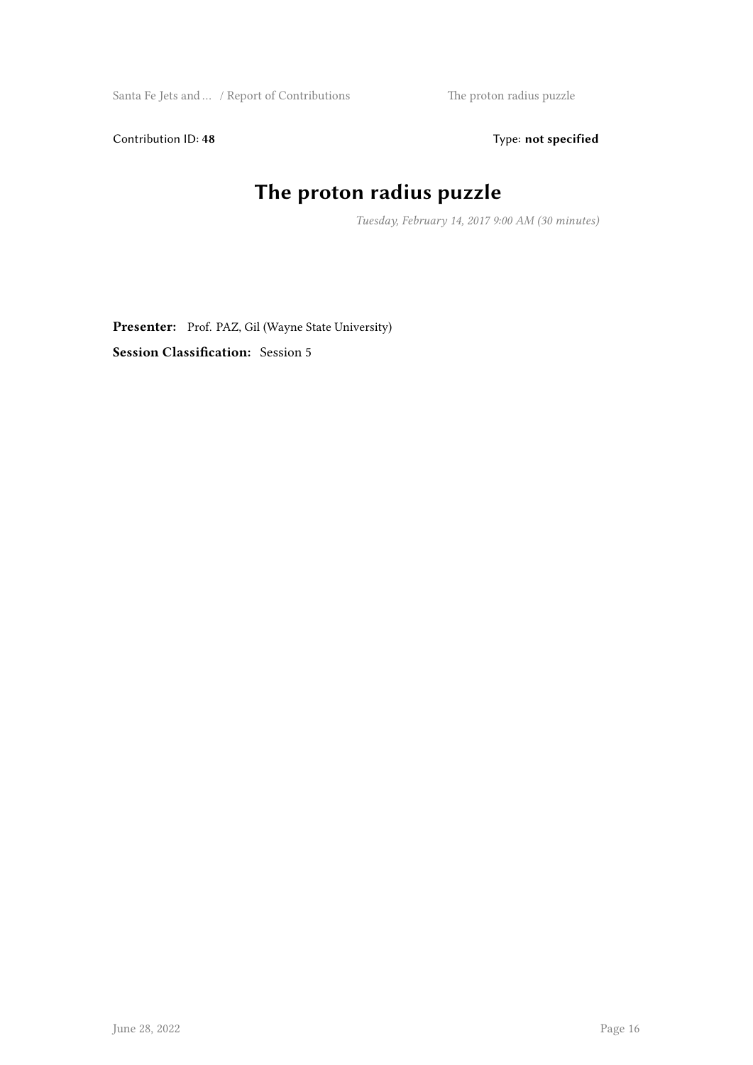Contribution ID: **48**

Type: **not specified**

# The proton radius puzzle

*Tuesday, February 14, 2017 9:00 AM (30 minutes)*

**Presenter:** Prof. PAZ, Gil (Wayne State University)

**Session Classification:** Session 5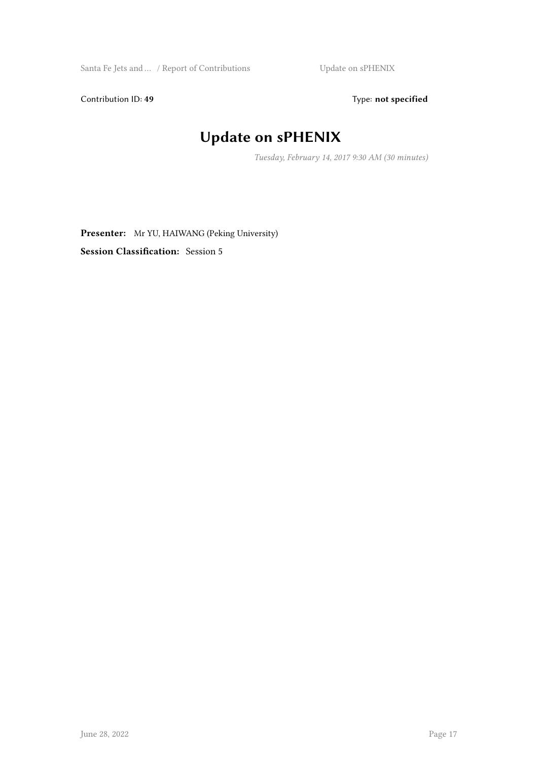Contribution ID: **49**

Type: **not specified**

# Update on sPHENIX

*Tuesday, February 14, 2017 9:30 AM (30 minutes)*

**Presenter:** Mr YU, HAIWANG (Peking University)

**Session Classification:** Session 5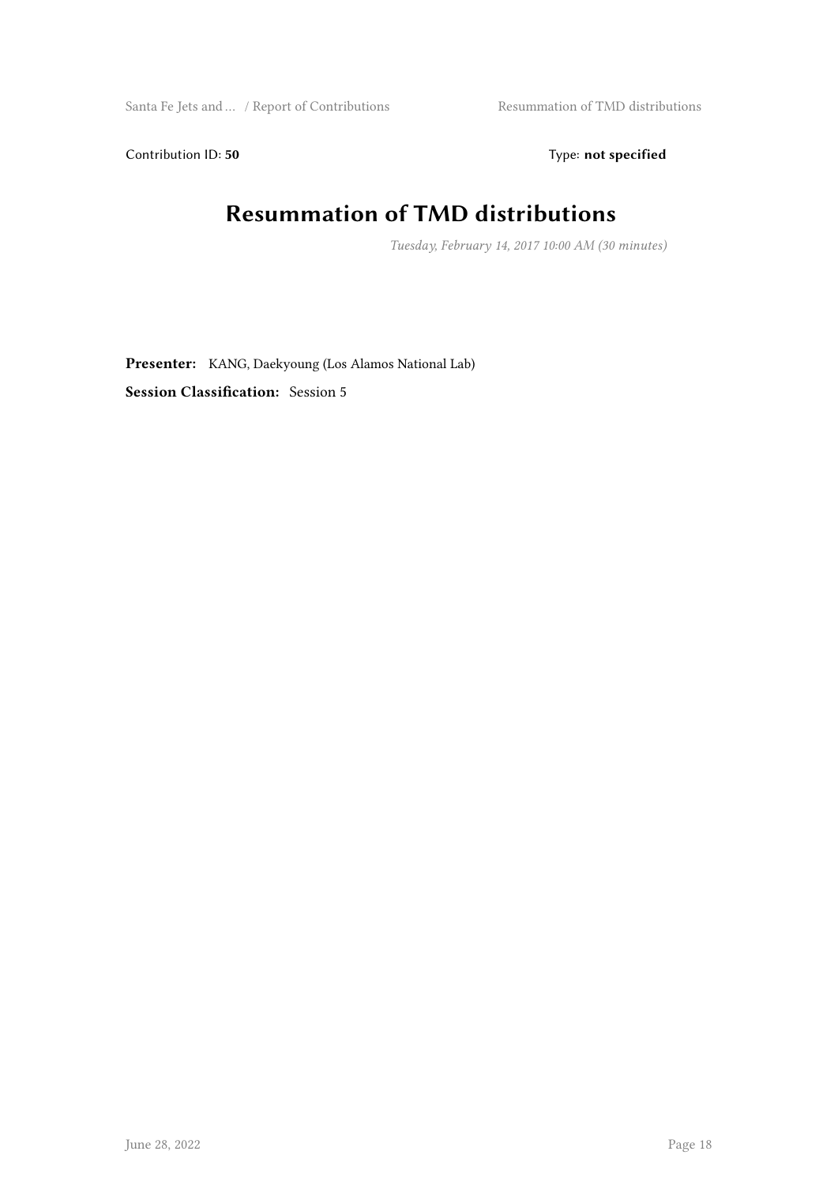Contribution ID: **50** Type: **not specified**

# Resummation of TMD distributions

*Tuesday, February 14, 2017 10:00 AM (30 minutes)*

**Presenter:** KANG, Daekyoung (Los Alamos National Lab)

**Session Classification:** Session 5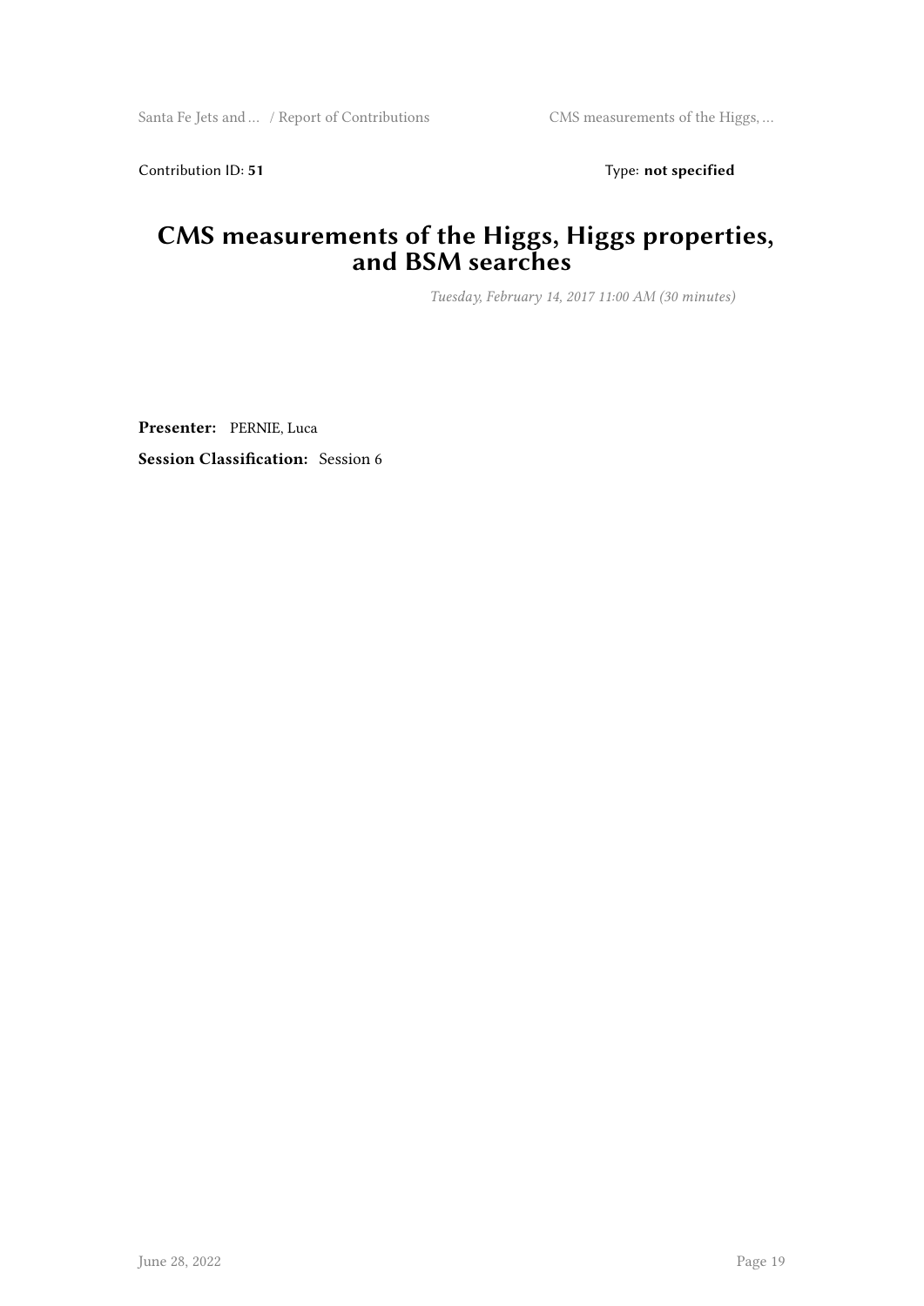Contribution ID: **51** Type: **not specified**

# CMS measurements of the Higgs, Higgs properties, and BSM searches

*Tuesday, February 14, 2017 11:00 AM (30 minutes)*

**Presenter:** PERNIE, Luca

**Session Classification:** Session 6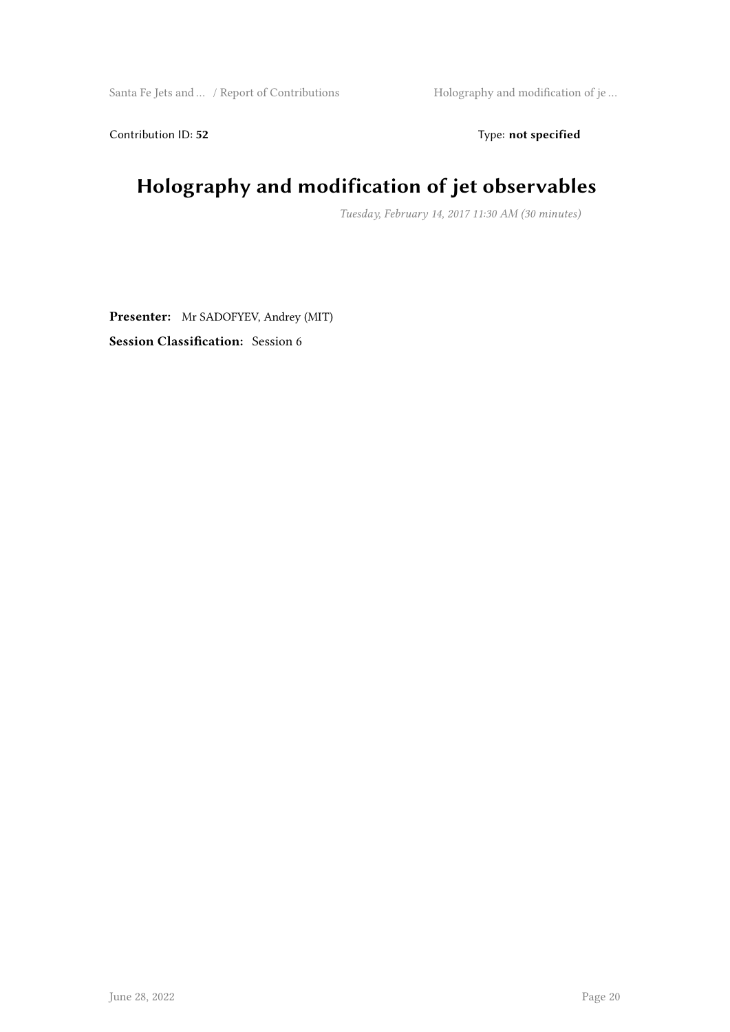Contribution ID: **52** Type: **not specified**

# Holography and modification of jet observables

*Tuesday, February 14, 2017 11:30 AM (30 minutes)*

**Presenter:** Mr SADOFYEV, Andrey (MIT)

**Session Classification:** Session 6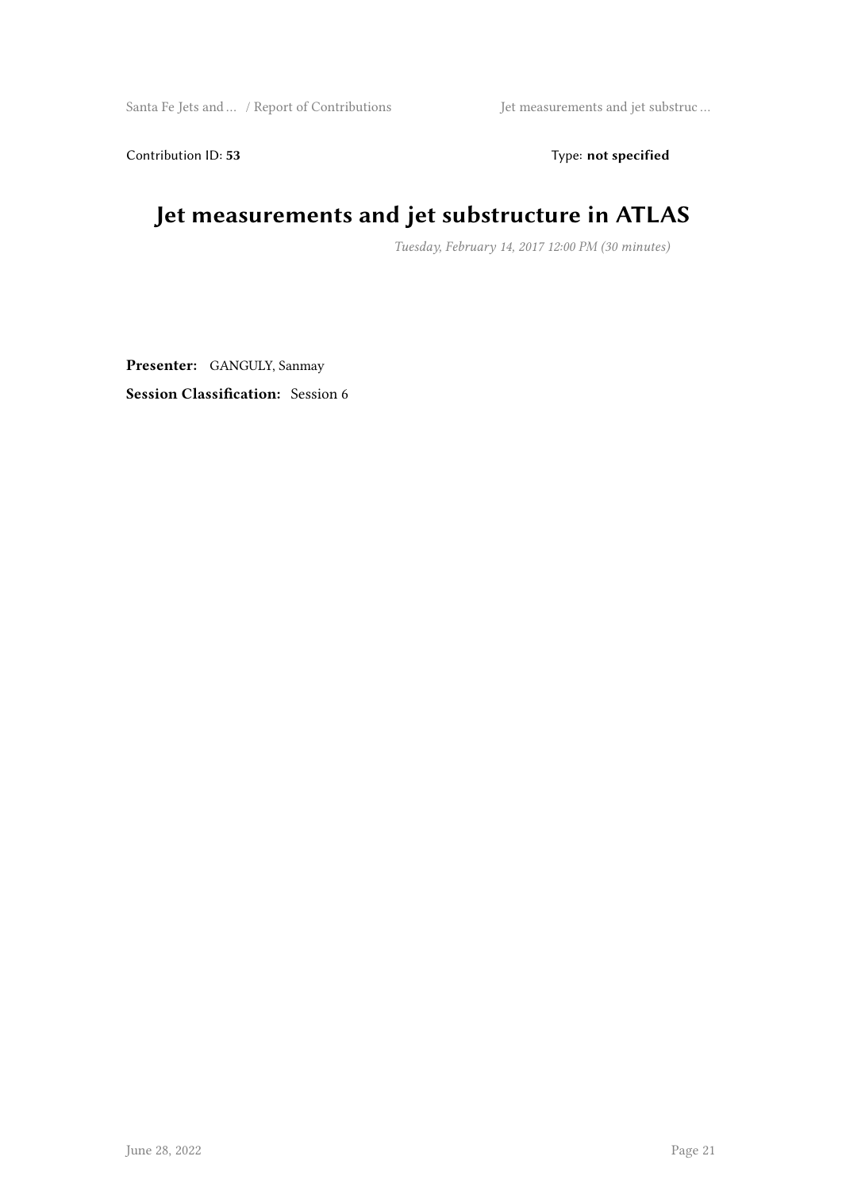Contribution ID: **53** Type: **not specified**

# Jet measurements and jet substructure in ATLAS

*Tuesday, February 14, 2017 12:00 PM (30 minutes)*

**Presenter:** GANGULY, Sanmay

**Session Classification:** Session 6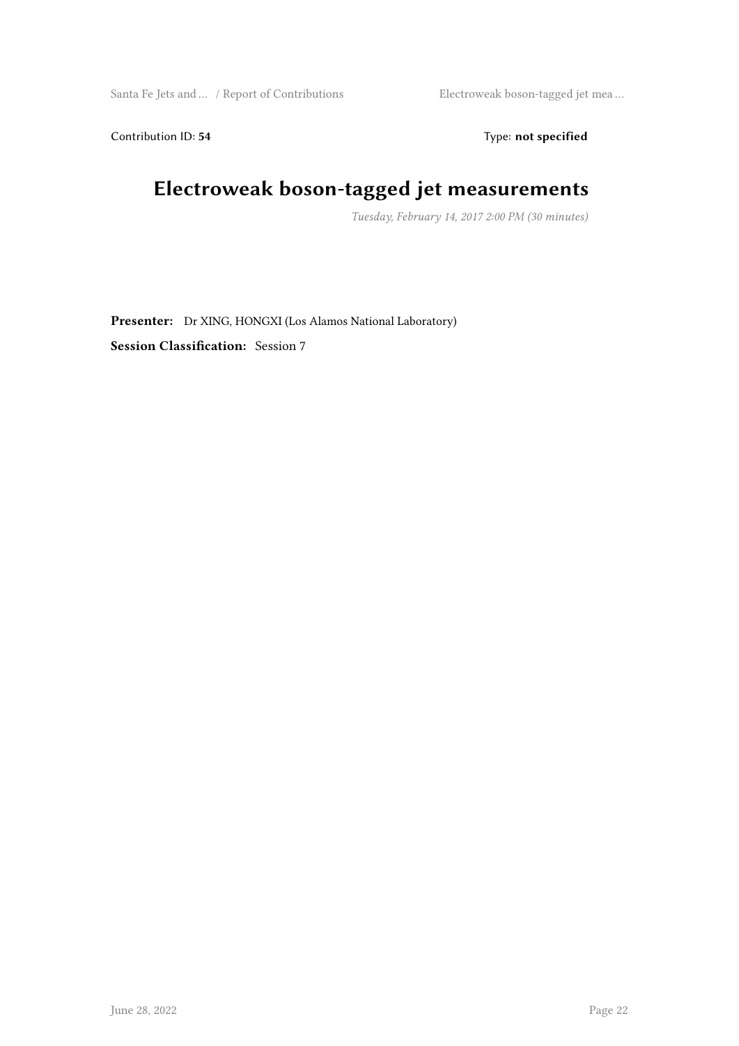Contribution ID: **54** Type: **not specified**

# Electroweak boson-tagged jet measurements

*Tuesday, February 14, 2017 2:00 PM (30 minutes)*

**Presenter:** Dr XING, HONGXI (Los Alamos National Laboratory)

**Session Classification:** Session 7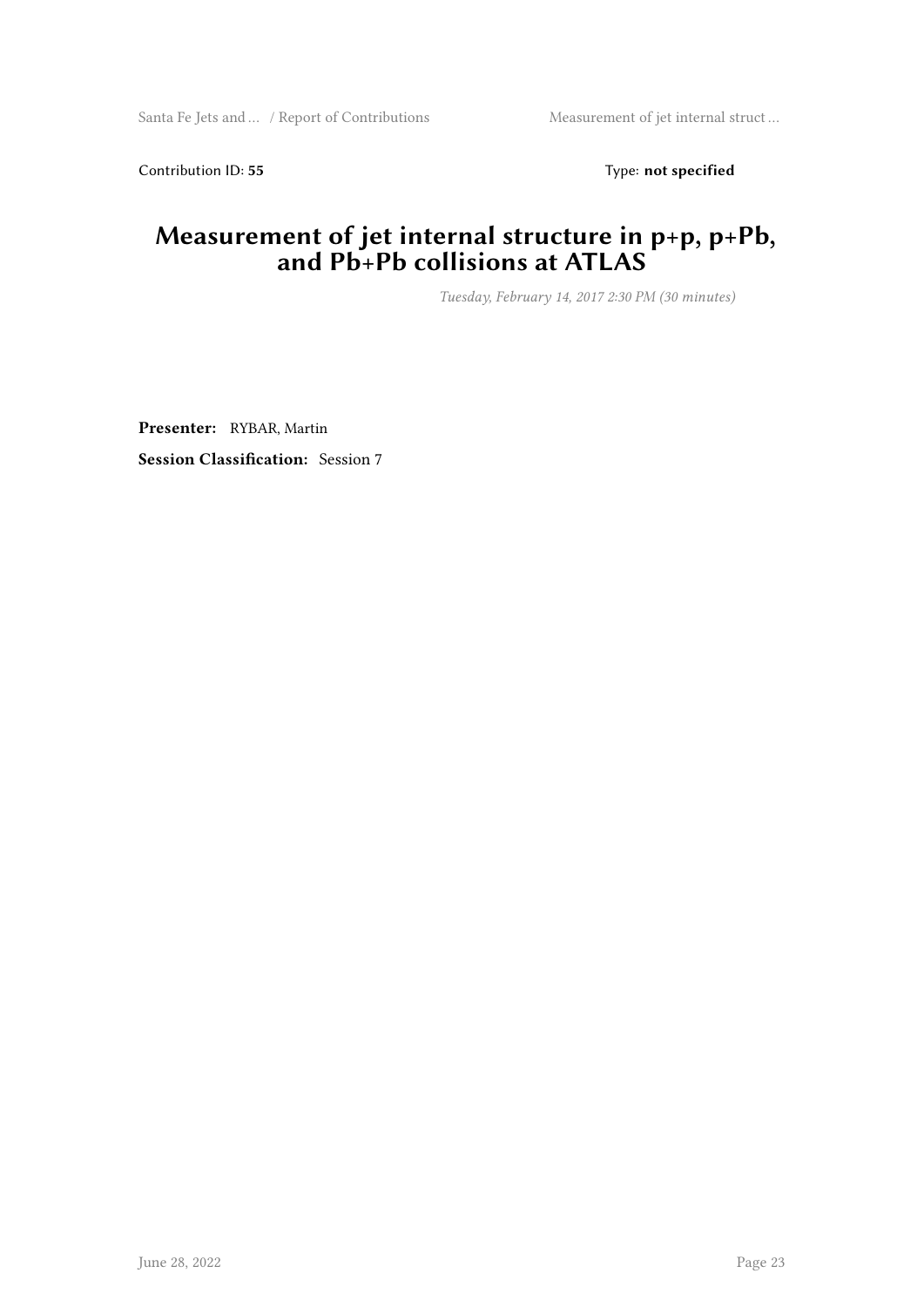Contribution ID: **55** Type: **not specified**

## Measurement of jet internal structure in p+p, p+Pb, and Pb+Pb collisions at ATLAS

*Tuesday, February 14, 2017 2:30 PM (30 minutes)*

**Presenter:** RYBAR, Martin

**Session Classification:** Session 7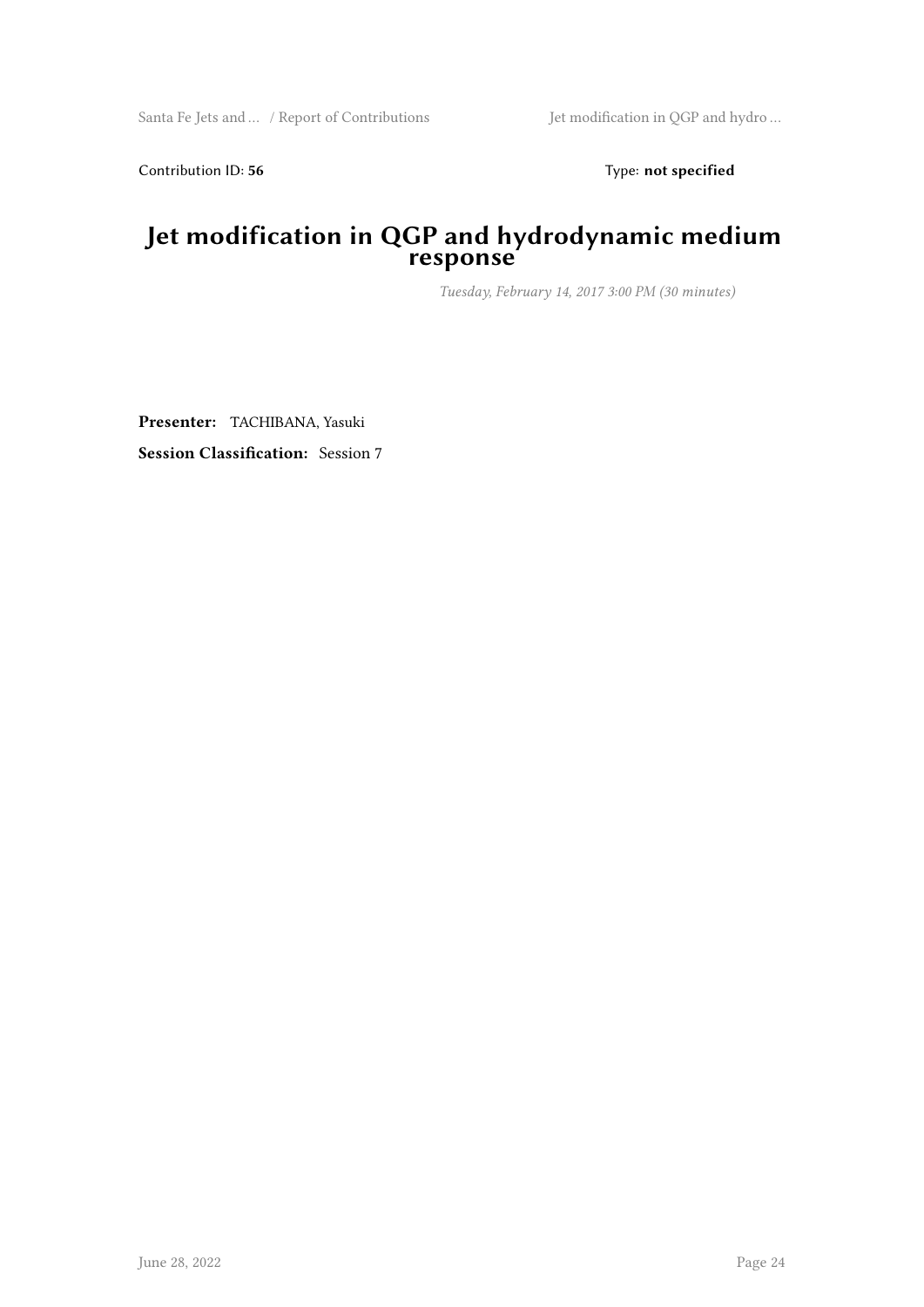Contribution ID: **56** Type: **not specified**

# Jet modification in QGP and hydrodynamic medium response

*Tuesday, February 14, 2017 3:00 PM (30 minutes)*

**Presenter:** TACHIBANA, Yasuki

**Session Classification:** Session 7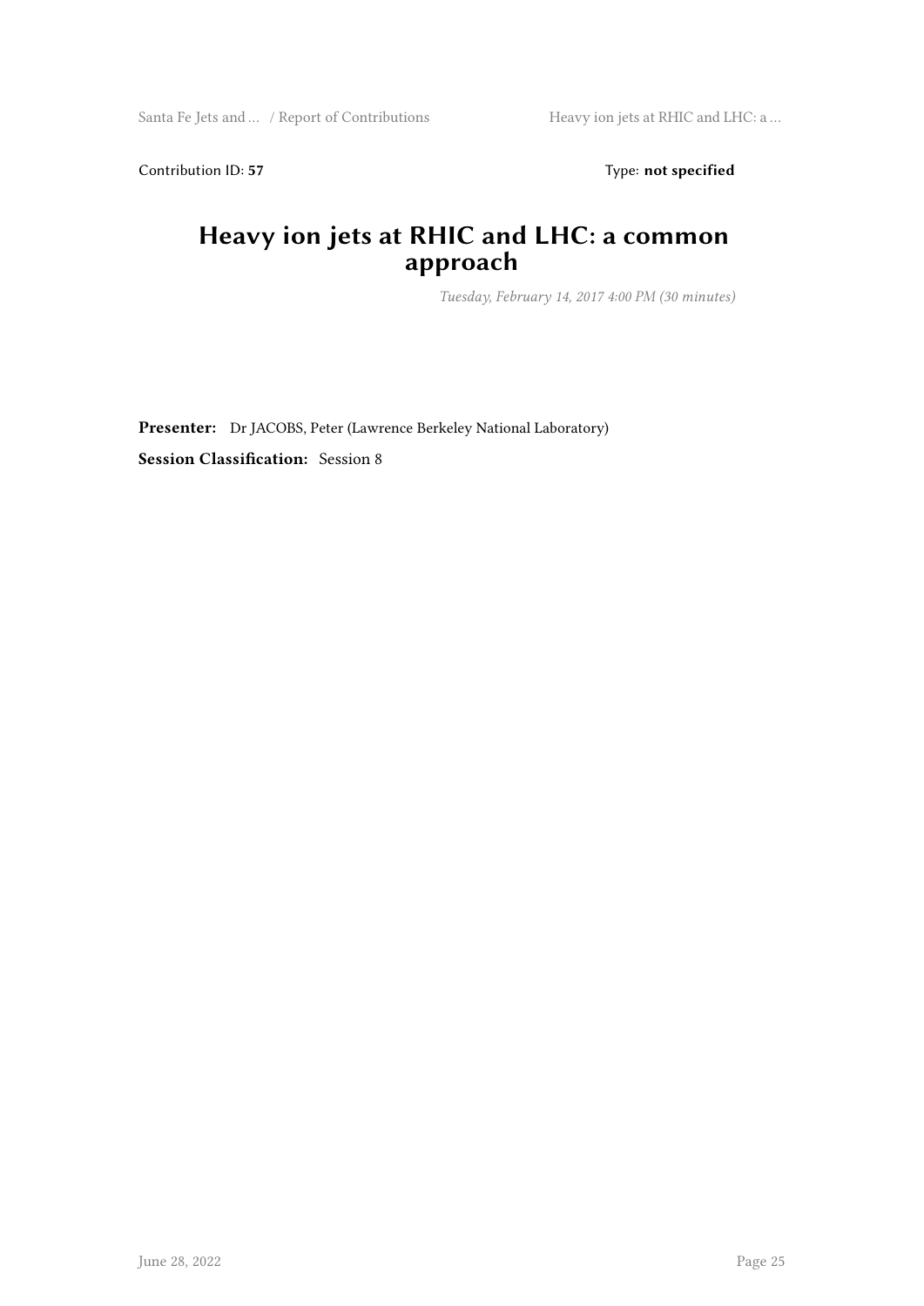Contribution ID: **57** Type: **not specified**

# Heavy ion jets at RHIC and LHC: a common approach

*Tuesday, February 14, 2017 4:00 PM (30 minutes)*

**Presenter:** Dr JACOBS, Peter (Lawrence Berkeley National Laboratory)

**Session Classification:** Session 8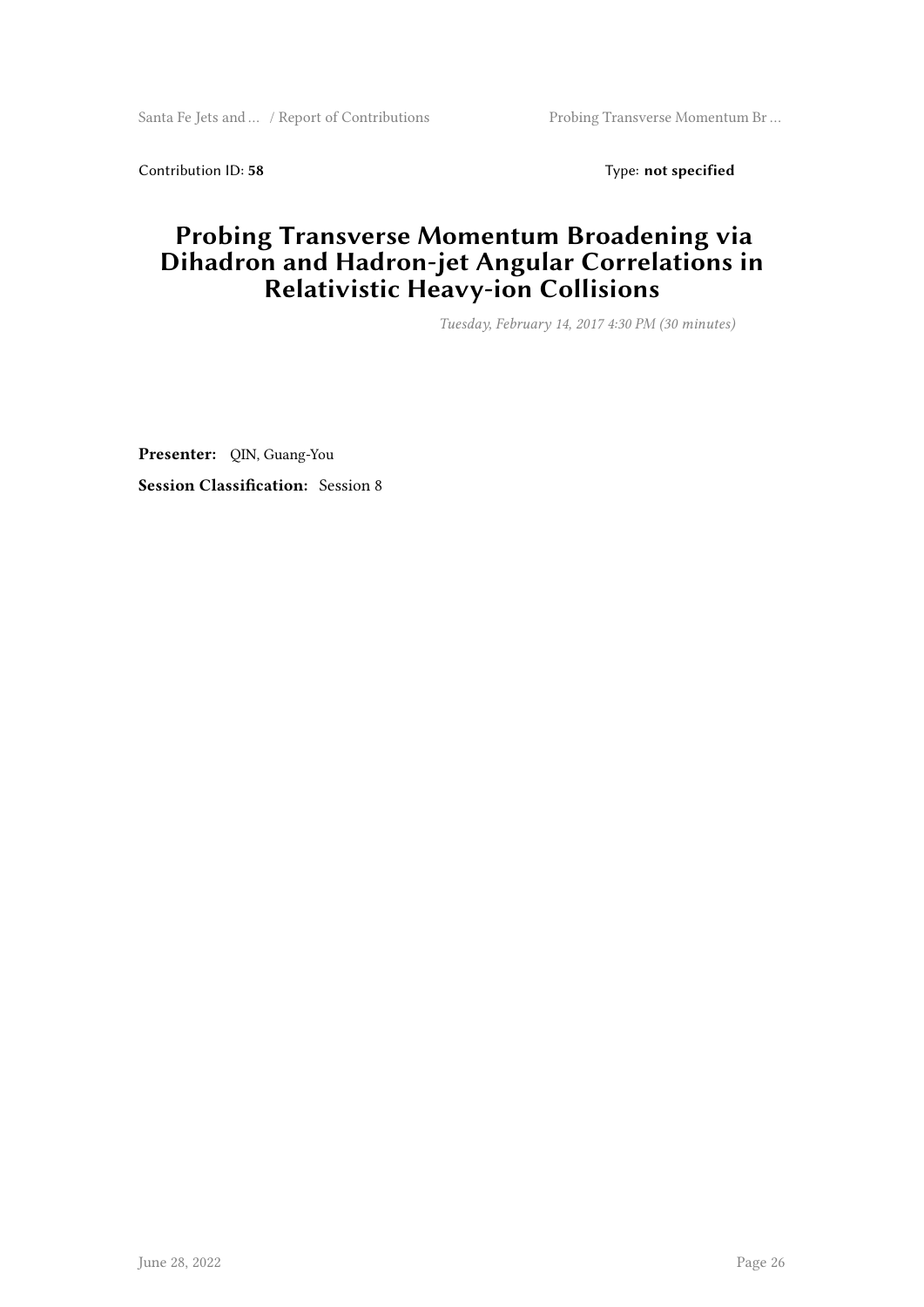Contribution ID: **58** Type: **not specified**

# Probing Transverse Momentum Broadening via Dihadron and Hadron-jet Angular Correlations in Relativistic Heavy-ion Collisions

*Tuesday, February 14, 2017 4:30 PM (30 minutes)*

**Presenter:** QIN, Guang-You

**Session Classification:** Session 8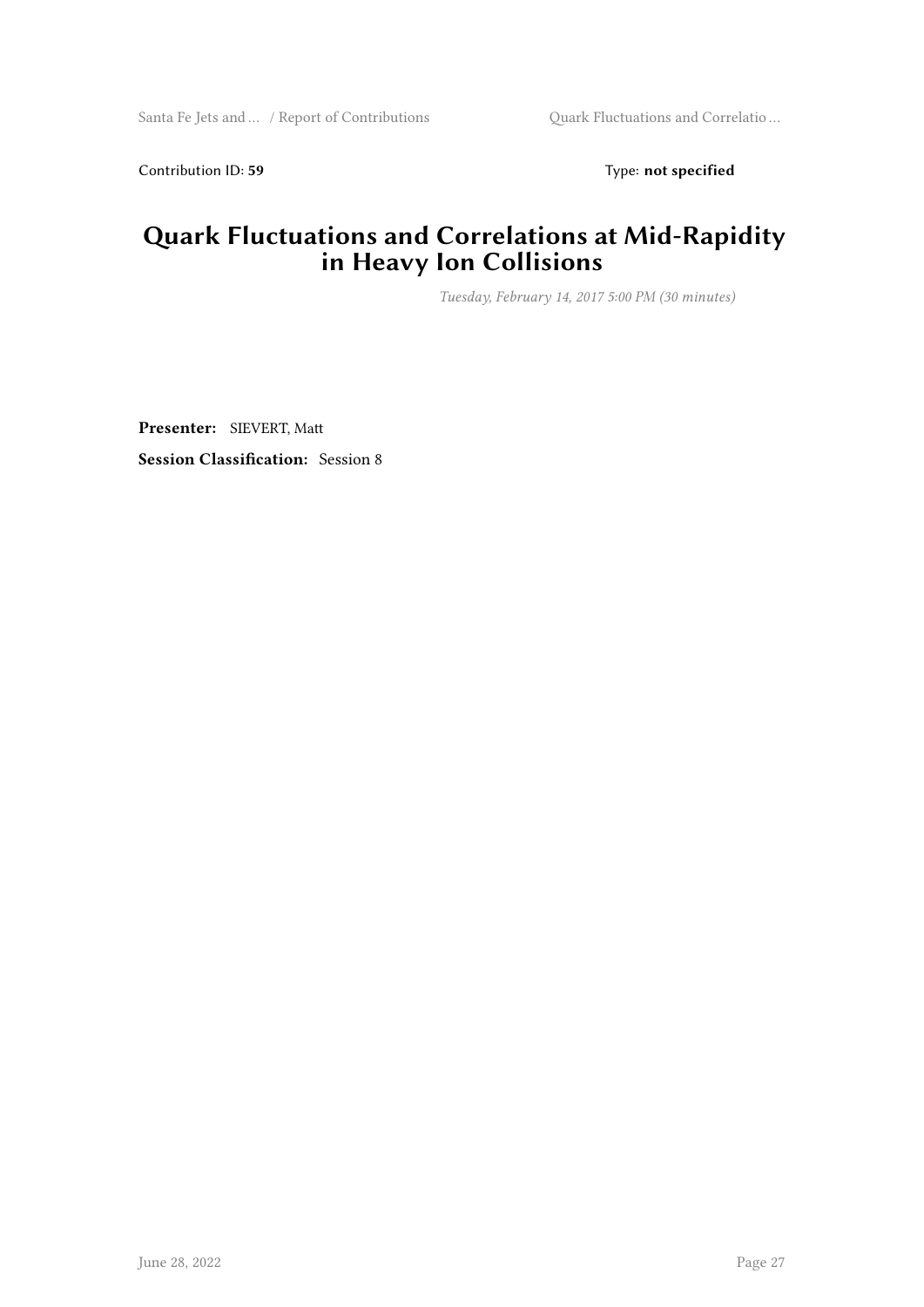Contribution ID: **59** Type: **not specified**

# Quark Fluctuations and Correlations at Mid-Rapidity in Heavy Ion Collisions

*Tuesday, February 14, 2017 5:00 PM (30 minutes)*

**Presenter:** SIEVERT, Matt

**Session Classification:** Session 8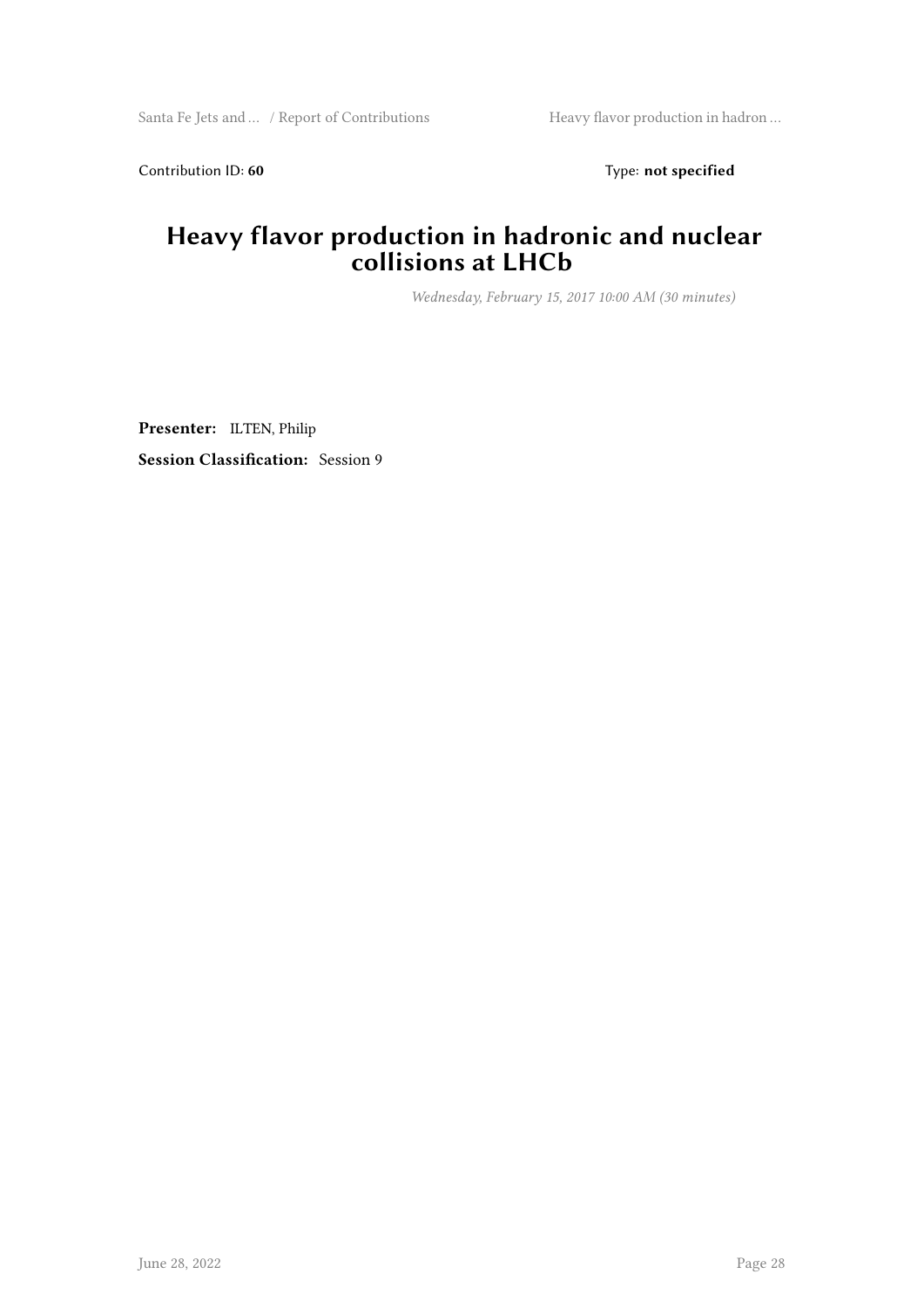Contribution ID: **60**　　　　　　　　　　　　　　　　　　　　　　　　Type: **not specified**

# Heavy flavor production in hadronic and nuclear collisions at LHCb

*Wednesday, February 15, 2017 10:00 AM (30 minutes)*

**Presenter:** ILTEN, Philip

**Session Classification:** Session 9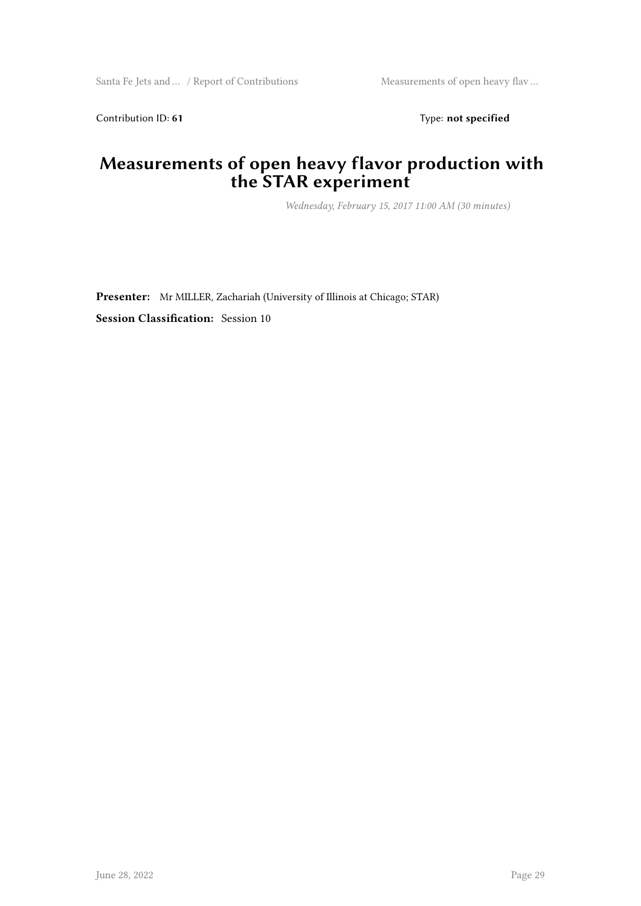Contribution ID: **61** Type: **not specified**

# Measurements of open heavy flavor production with the STAR experiment

*Wednesday, February 15, 2017 11:00 AM (30 minutes)*

**Presenter:** Mr MILLER, Zachariah (University of Illinois at Chicago; STAR)

**Session Classification:** Session 10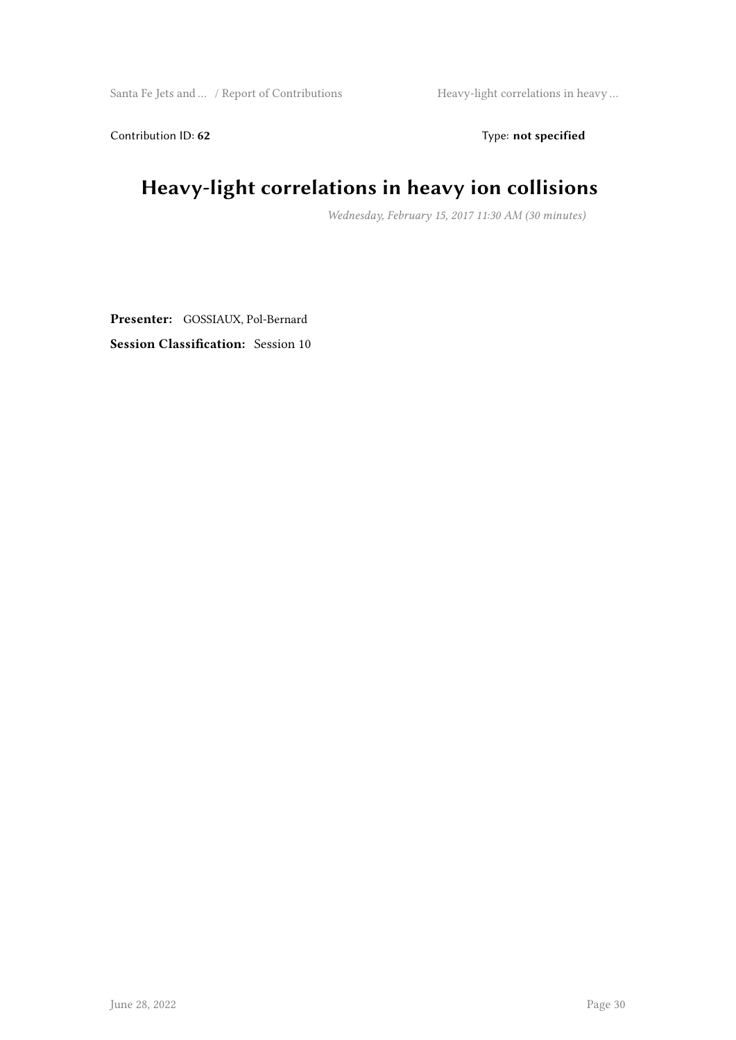Contribution ID: **62** Type: **not specified**

# Heavy-light correlations in heavy ion collisions

*Wednesday, February 15, 2017 11:30 AM (30 minutes)*

**Presenter:** GOSSIAUX, Pol-Bernard

**Session Classification:** Session 10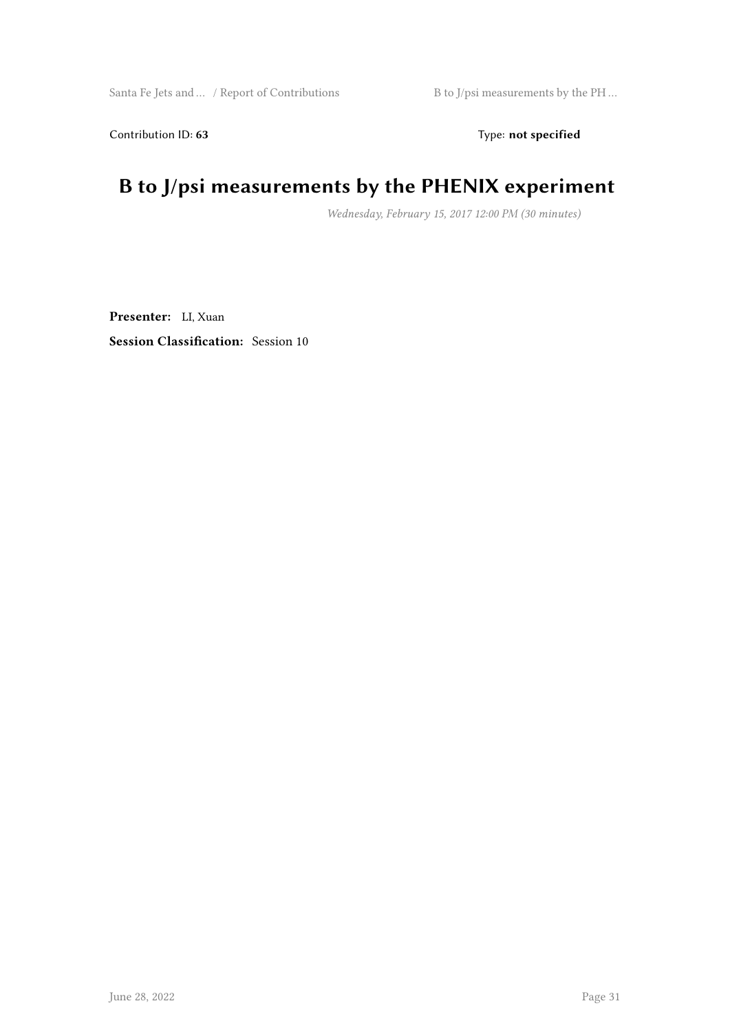Contribution ID: **63** Type: **not specified**

# B to J/psi measurements by the PHENIX experiment

*Wednesday, February 15, 2017 12:00 PM (30 minutes)*

**Presenter:** LI, Xuan

**Session Classification:** Session 10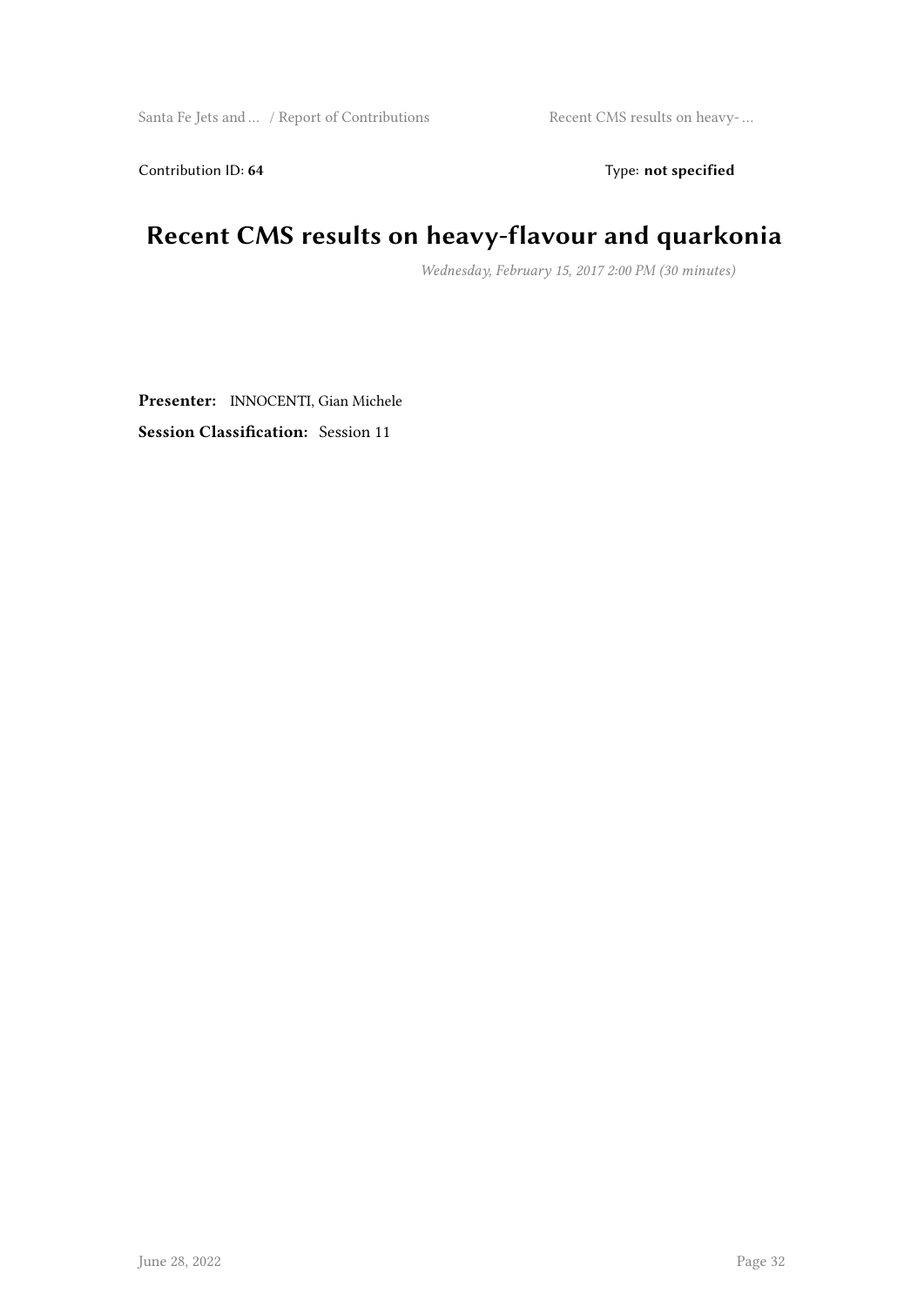Contribution ID: **64** Type: **not specified**

# Recent CMS results on heavy-flavour and quarkonia

*Wednesday, February 15, 2017 2:00 PM (30 minutes)*

**Presenter:** INNOCENTI, Gian Michele

**Session Classification:** Session 11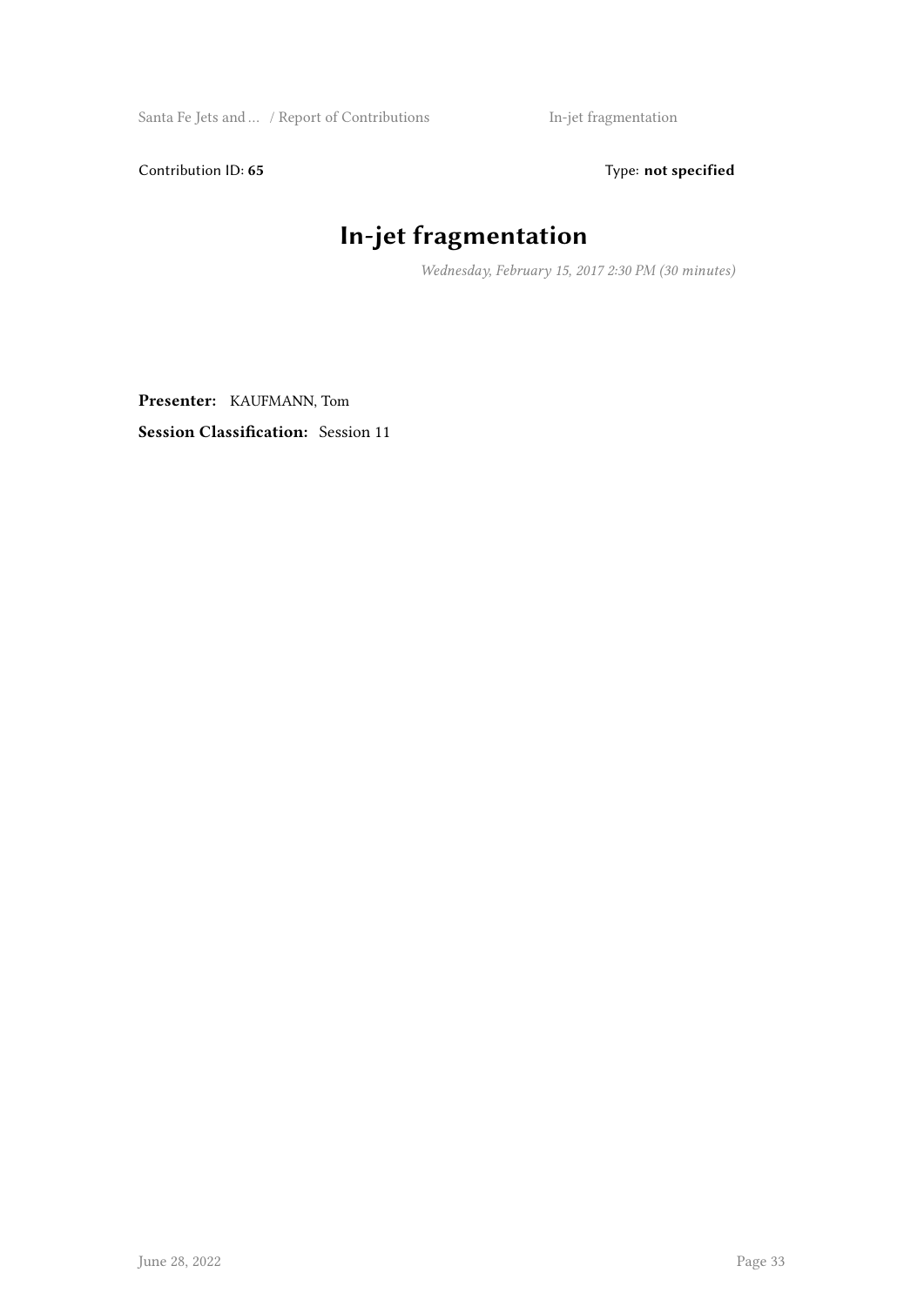Contribution ID: **65** Type: **not specified**

# In-jet fragmentation

*Wednesday, February 15, 2017 2:30 PM (30 minutes)*

**Presenter:** KAUFMANN, Tom

**Session Classification:** Session 11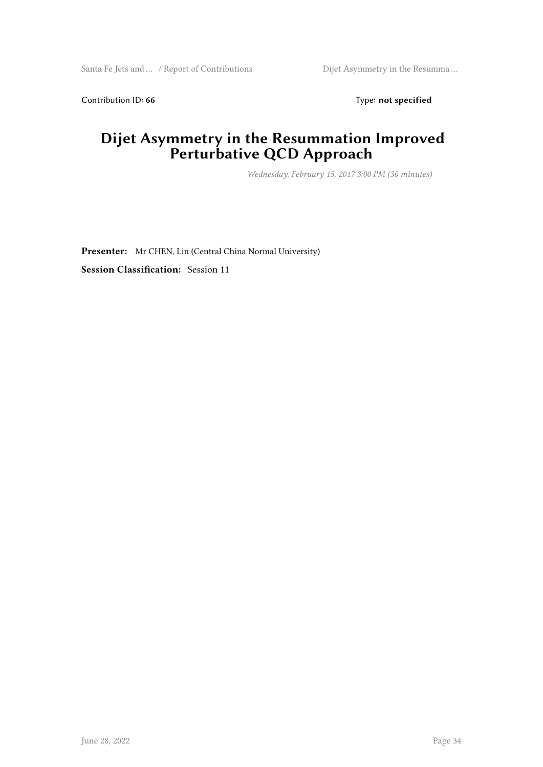Contribution ID: **66** Type: **not specified**

# Dijet Asymmetry in the Resummation Improved Perturbative QCD Approach

*Wednesday, February 15, 2017 3:00 PM (30 minutes)*

**Presenter:** Mr CHEN, Lin (Central China Normal University)

**Session Classification:** Session 11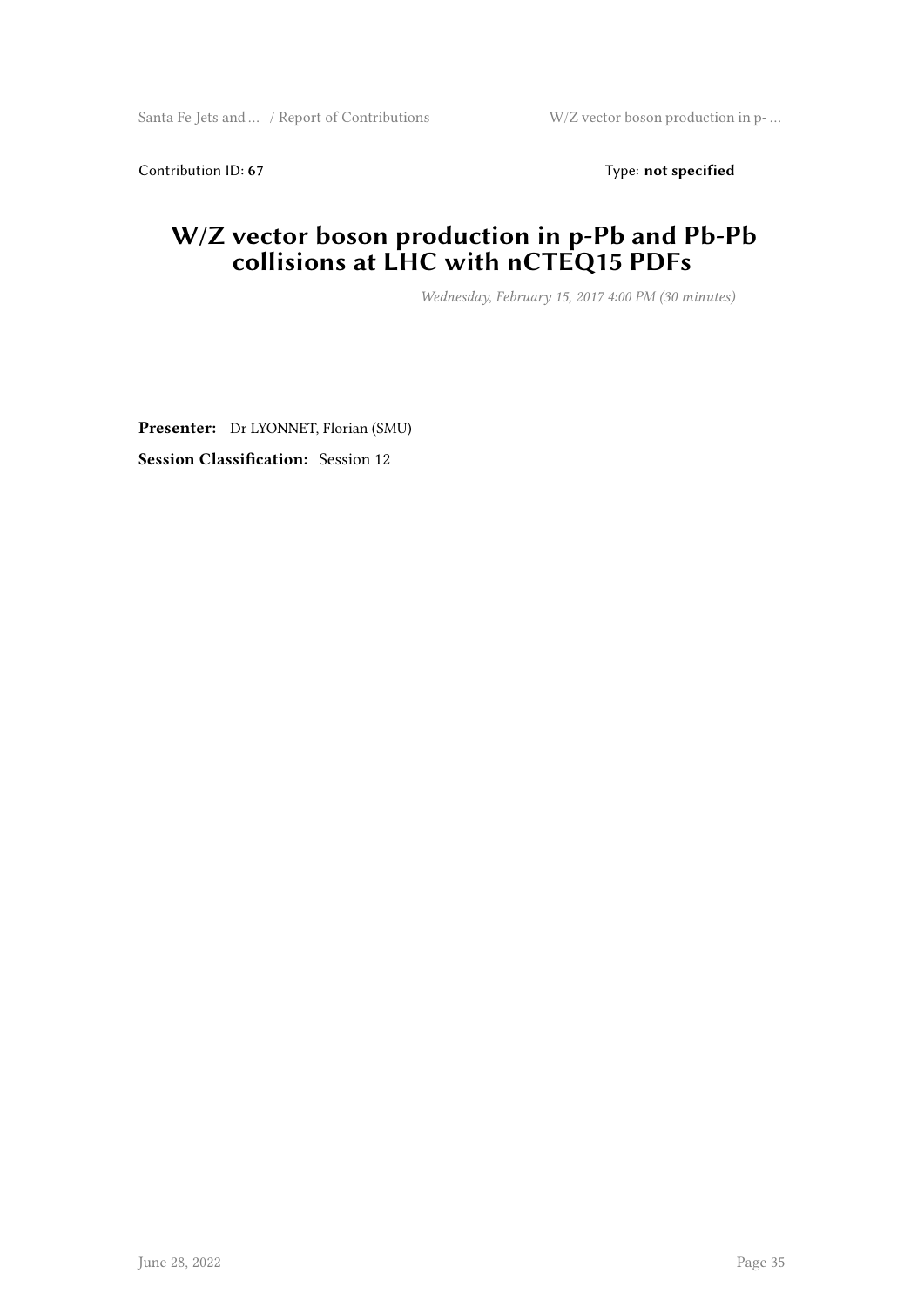Contribution ID: **67** Type: **not specified**

# W/Z vector boson production in p-Pb and Pb-Pb collisions at LHC with nCTEQ15 PDFs

*Wednesday, February 15, 2017 4:00 PM (30 minutes)*

**Presenter:** Dr LYONNET, Florian (SMU)

**Session Classification:** Session 12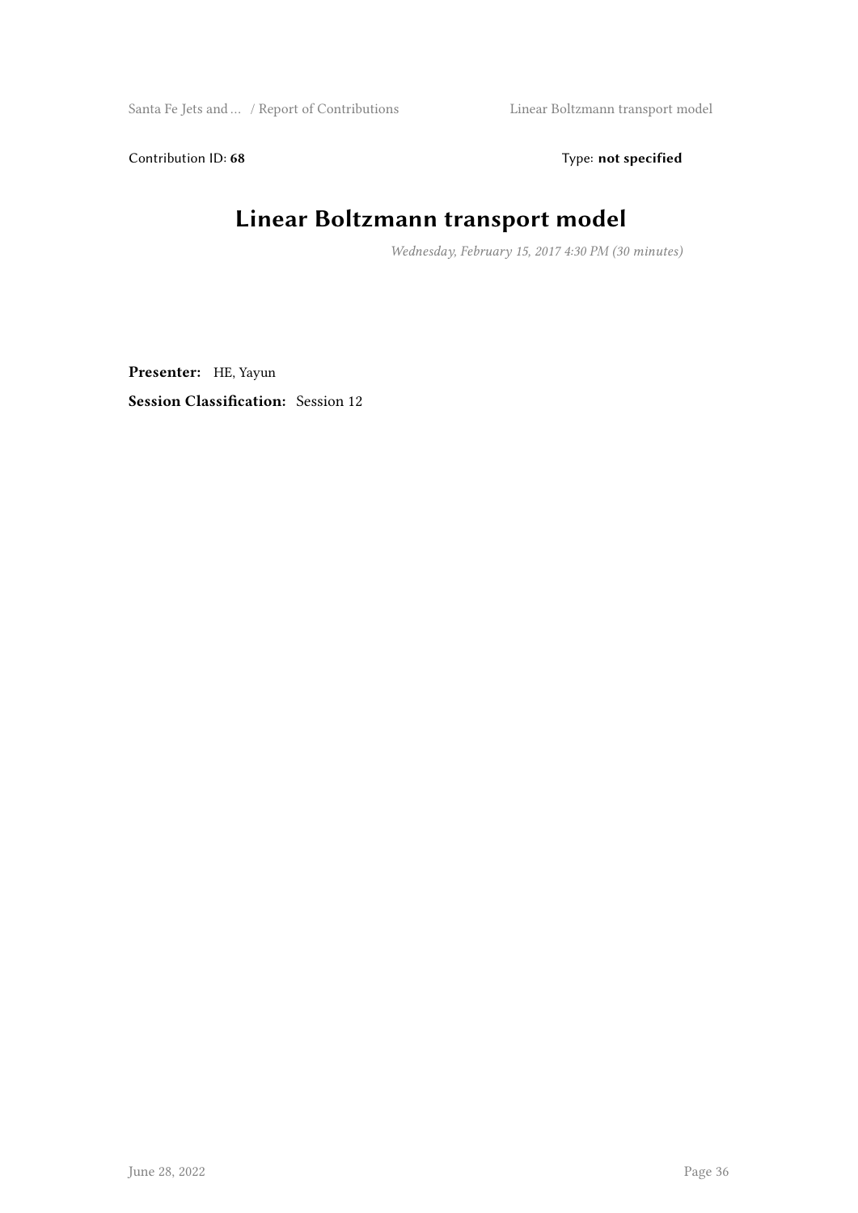Contribution ID: **68** Type: **not specified**

# Linear Boltzmann transport model

*Wednesday, February 15, 2017 4:30 PM (30 minutes)*

**Presenter:** HE, Yayun

**Session Classification:** Session 12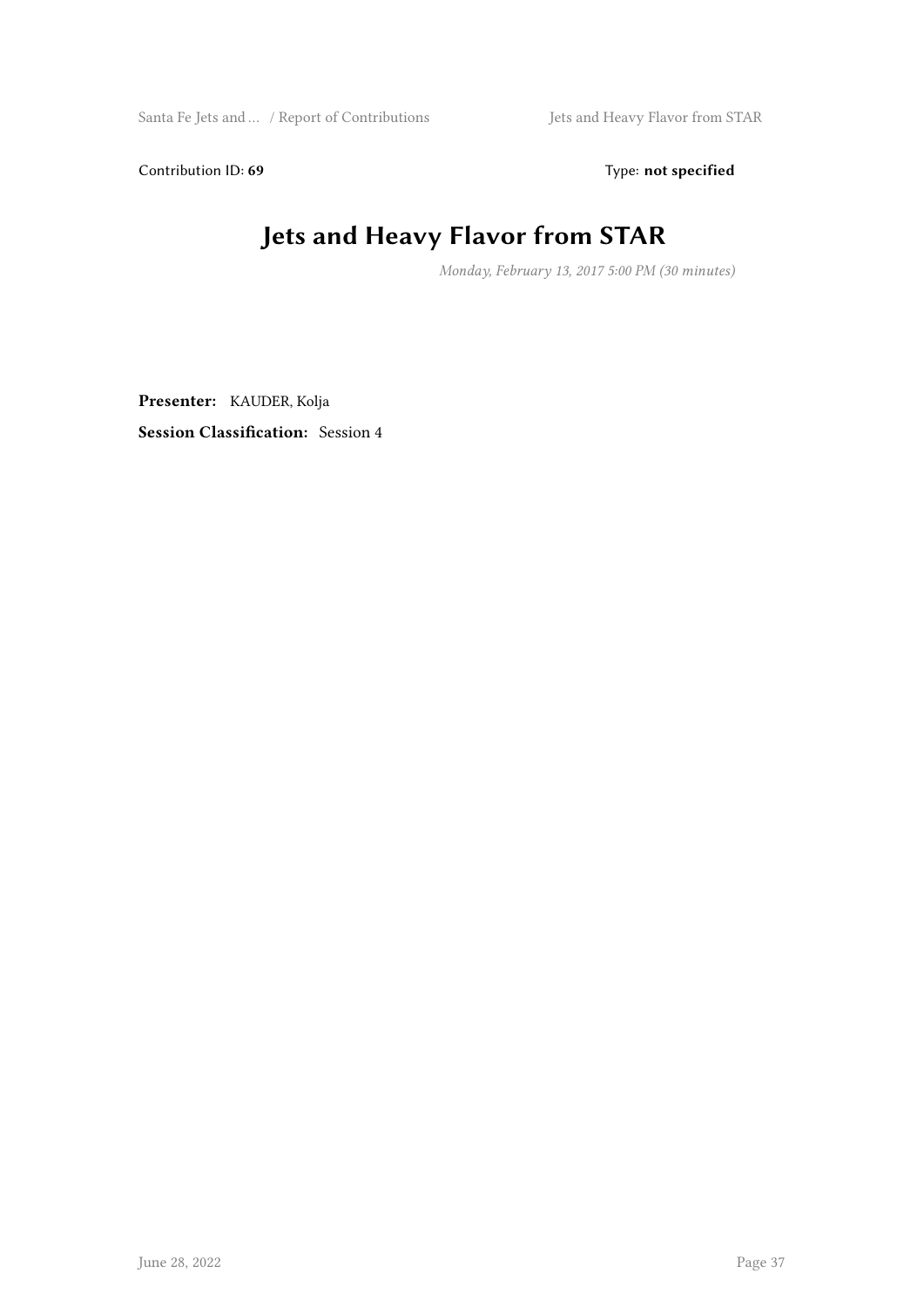Contribution ID: **69** Type: **not specified**

# Jets and Heavy Flavor from STAR

*Monday, February 13, 2017 5:00 PM (30 minutes)*

**Presenter:** KAUDER, Kolja

**Session Classification:** Session 4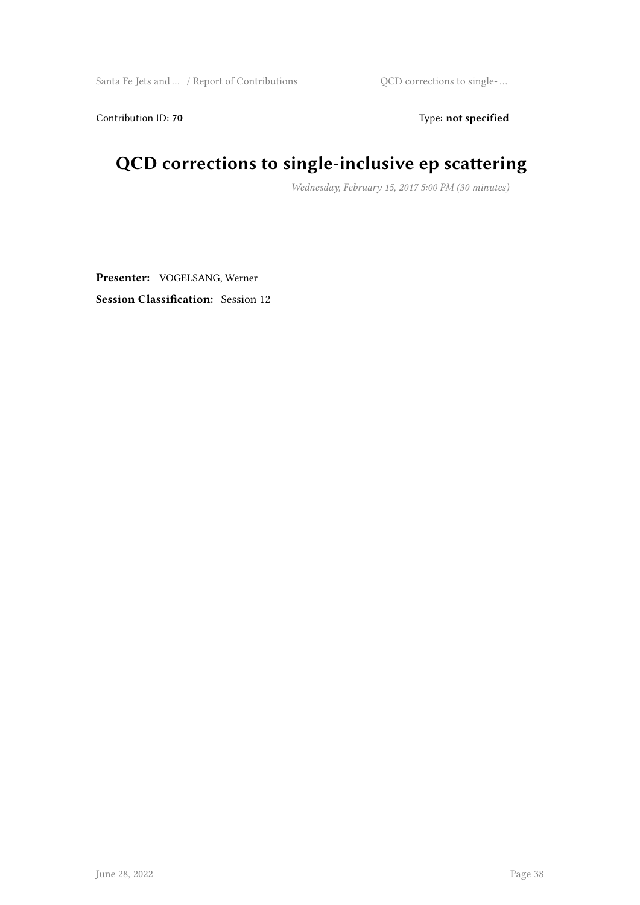Contribution ID: **70** Type: **not specified**

# QCD corrections to single-inclusive ep scattering

*Wednesday, February 15, 2017 5:00 PM (30 minutes)*

**Presenter:** VOGELSANG, Werner

**Session Classification:** Session 12